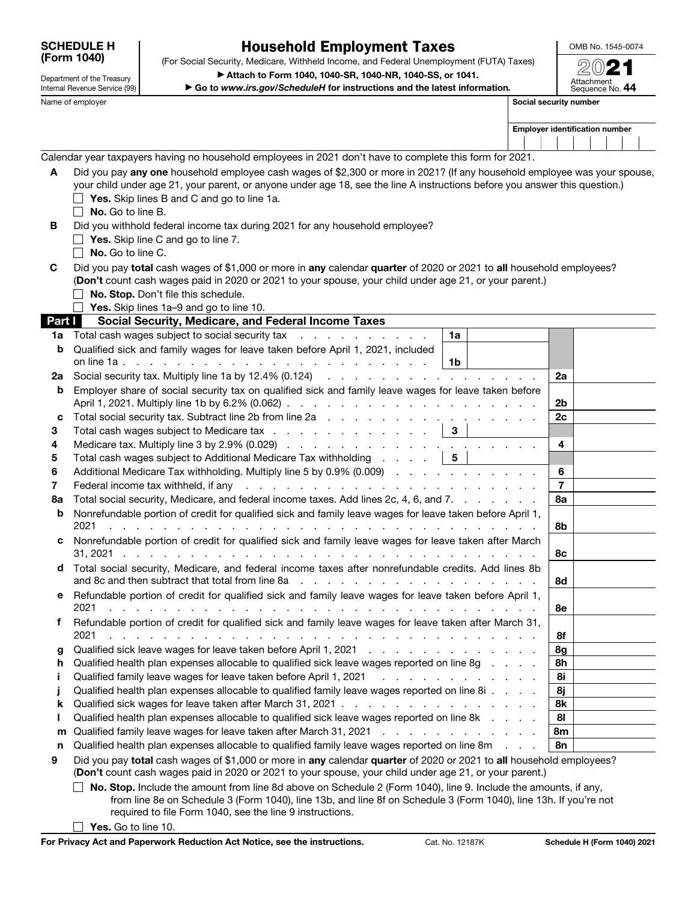**SCHEDULE H (Form 1040)**

Department of the Treasury
Internal Revenue Service (99)

# Household Employment Taxes

(For Social Security, Medicare, Withheld Income, and Federal Unemployment (FUTA) Taxes)

▶ Attach to Form 1040, 1040-SR, 1040-NR, 1040-SS, or 1041.

▶ Go to *www.irs.gov/ScheduleH* for instructions and the latest information.

OMB No. 1545-0074

**2021**

Attachment Sequence No. **44**

Name of employer

**Social security number**

**Employer identification number**

Calendar year taxpayers having no household employees in 2021 don't have to complete this form for 2021.

**A** Did you pay **any one** household employee cash wages of $2,300 or more in 2021? (If any household employee was your spouse, your child under age 21, your parent, or anyone under age 18, see the line A instructions before you answer this question.)

☐ **Yes.** Skip lines B and C and go to line 1a.

☐ **No.** Go to line B.

**B** Did you withhold federal income tax during 2021 for any household employee?

☐ **Yes.** Skip line C and go to line 7.

☐ **No.** Go to line C.

**C** Did you pay **total** cash wages of $1,000 or more in **any** calendar **quarter** of 2020 or 2021 to **all** household employees? (**Don't** count cash wages paid in 2020 or 2021 to your spouse, your child under age 21, or your parent.)

☐ **No. Stop.** Don't file this schedule.

☐ **Yes.** Skip lines 1a–9 and go to line 10.

## Part I Social Security, Medicare, and Federal Income Taxes

| Line | Description | | | | |
|---|---|---|---|---|---|
| 1a | Total cash wages subject to social security tax | 1a | | | |
| b | Qualified sick and family wages for leave taken before April 1, 2021, included on line 1a | 1b | | | |
| 2a | Social security tax. Multiply line 1a by 12.4% (0.124) | | | 2a | |
| b | Employer share of social security tax on qualified sick and family leave wages for leave taken before April 1, 2021. Multiply line 1b by 6.2% (0.062) | | | 2b | |
| c | Total social security tax. Subtract line 2b from line 2a | | | 2c | |
| 3 | Total cash wages subject to Medicare tax | 3 | | | |
| 4 | Medicare tax. Multiply line 3 by 2.9% (0.029) | | | 4 | |
| 5 | Total cash wages subject to Additional Medicare Tax withholding | 5 | | | |
| 6 | Additional Medicare Tax withholding. Multiply line 5 by 0.9% (0.009) | | | 6 | |
| 7 | Federal income tax withheld, if any | | | 7 | |
| 8a | Total social security, Medicare, and federal income taxes. Add lines 2c, 4, 6, and 7 | | | 8a | |
| b | Nonrefundable portion of credit for qualified sick and family leave wages for leave taken before April 1, 2021 | | | 8b | |
| c | Nonrefundable portion of credit for qualified sick and family leave wages for leave taken after March 31, 2021 | | | 8c | |
| d | Total social security, Medicare, and federal income taxes after nonrefundable credits. Add lines 8b and 8c and then subtract that total from line 8a | | | 8d | |
| e | Refundable portion of credit for qualified sick and family leave wages for leave taken before April 1, 2021 | | | 8e | |
| f | Refundable portion of credit for qualified sick and family leave wages for leave taken after March 31, 2021 | | | 8f | |
| g | Qualified sick leave wages for leave taken before April 1, 2021 | | | 8g | |
| h | Qualified health plan expenses allocable to qualified sick leave wages reported on line 8g | | | 8h | |
| i | Qualified family leave wages for leave taken before April 1, 2021 | | | 8i | |
| j | Qualified health plan expenses allocable to qualified family leave wages reported on line 8i | | | 8j | |
| k | Qualified sick wages for leave taken after March 31, 2021 | | | 8k | |
| l | Qualified health plan expenses allocable to qualified sick leave wages reported on line 8k | | | 8l | |
| m | Qualified family leave wages for leave taken after March 31, 2021 | | | 8m | |
| n | Qualified health plan expenses allocable to qualified family leave wages reported on line 8m | | | 8n | |

**9** Did you pay **total** cash wages of $1,000 or more in **any** calendar **quarter** of 2020 or 2021 to **all** household employees? (**Don't** count cash wages paid in 2020 or 2021 to your spouse, your child under age 21, or your parent.)

☐ **No. Stop.** Include the amount from line 8d above on Schedule 2 (Form 1040), line 9. Include the amounts, if any, from line 8e on Schedule 3 (Form 1040), line 13b, and line 8f on Schedule 3 (Form 1040), line 13h. If you're not required to file Form 1040, see the line 9 instructions.

☐ **Yes.** Go to line 10.

**For Privacy Act and Paperwork Reduction Act Notice, see the instructions.** Cat. No. 12187K **Schedule H (Form 1040) 2021**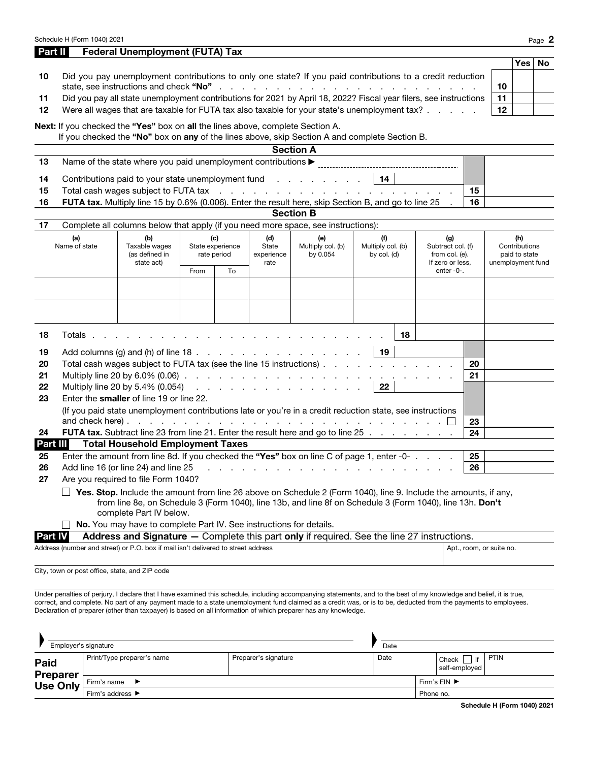## Part II Federal Unemployment (FUTA) Tax

| | | | Yes | No |
|---|---|---|---|---|
| 10 | Did you pay unemployment contributions to only one state? If you paid contributions to a credit reduction state, see instructions and check **"No"** | 10 | | |
| 11 | Did you pay all state unemployment contributions for 2021 by April 18, 2022? Fiscal year filers, see instructions | 11 | | |
| 12 | Were all wages that are taxable for FUTA tax also taxable for your state's unemployment tax? | 12 | | |

**Next:** If you checked the **"Yes"** box on **all** the lines above, complete Section A.
If you checked the **"No"** box on **any** of the lines above, skip Section A and complete Section B.

### Section A

| | | | | | |
|---|---|---|---|---|---|
| 13 | Name of the state where you paid unemployment contributions ▶ | | | | |
| 14 | Contributions paid to your state unemployment fund | 14 | | | |
| 15 | Total cash wages subject to FUTA tax | | | 15 | |
| 16 | **FUTA tax.** Multiply line 15 by 0.6% (0.006). Enter the result here, skip Section B, and go to line 25 | | | 16 | |

### Section B

17 Complete all columns below that apply (if you need more space, see instructions):

| (a) Name of state | (b) Taxable wages (as defined in state act) | (c) State experience rate period | | (d) State experience rate | (e) Multiply col. (b) by 0.054 | (f) Multiply col. (b) by col. (d) | (g) Subtract col. (f) from col. (e). If zero or less, enter -0-. | (h) Contributions paid to state unemployment fund |
|---|---|---|---|---|---|---|---|---|
| | | From | To | | | | | |
| | | | | | | | | |
| | | | | | | | | |

| | | | | | |
|---|---|---|---|---|---|
| 18 | Totals | 18 | | | |
| 19 | Add columns (g) and (h) of line 18 | 19 | | | |
| 20 | Total cash wages subject to FUTA tax (see the line 15 instructions) | | | 20 | |
| 21 | Multiply line 20 by 6.0% (0.06) | | | 21 | |
| 22 | Multiply line 20 by 5.4% (0.054) | 22 | | | |
| 23 | Enter the **smaller** of line 19 or line 22. (If you paid state unemployment contributions late or you're in a credit reduction state, see instructions and check here) ☐ | | | 23 | |
| 24 | **FUTA tax.** Subtract line 23 from line 21. Enter the result here and go to line 25 | | | 24 | |

## Part III Total Household Employment Taxes

| | | | |
|---|---|---|---|
| 25 | Enter the amount from line 8d. If you checked the **"Yes"** box on line C of page 1, enter -0- | 25 | |
| 26 | Add line 16 (or line 24) and line 25 | 26 | |

27 Are you required to file Form 1040?

☐ **Yes. Stop.** Include the amount from line 26 above on Schedule 2 (Form 1040), line 9. Include the amounts, if any, from line 8e, on Schedule 3 (Form 1040), line 13b, and line 8f on Schedule 3 (Form 1040), line 13h. **Don't** complete Part IV below.

☐ **No.** You may have to complete Part IV. See instructions for details.

## Part IV Address and Signature — Complete this part **only** if required. See the line 27 instructions.

| Address (number and street) or P.O. box if mail isn't delivered to street address | Apt., room, or suite no. |
|---|---|
| | |

City, town or post office, state, and ZIP code

Under penalties of perjury, I declare that I have examined this schedule, including accompanying statements, and to the best of my knowledge and belief, it is true, correct, and complete. No part of any payment made to a state unemployment fund claimed as a credit was, or is to be, deducted from the payments to employees. Declaration of preparer (other than taxpayer) is based on all information of which preparer has any knowledge.

▶ Employer's signature ▶ Date

| **Paid Preparer Use Only** | Print/Type preparer's name | Preparer's signature | Date | Check ☐ if self-employed | PTIN |
|---|---|---|---|---|---|
| | Firm's name ▶ | | | Firm's EIN ▶ | |
| | Firm's address ▶ | | | Phone no. | |

Schedule H (Form 1040) 2021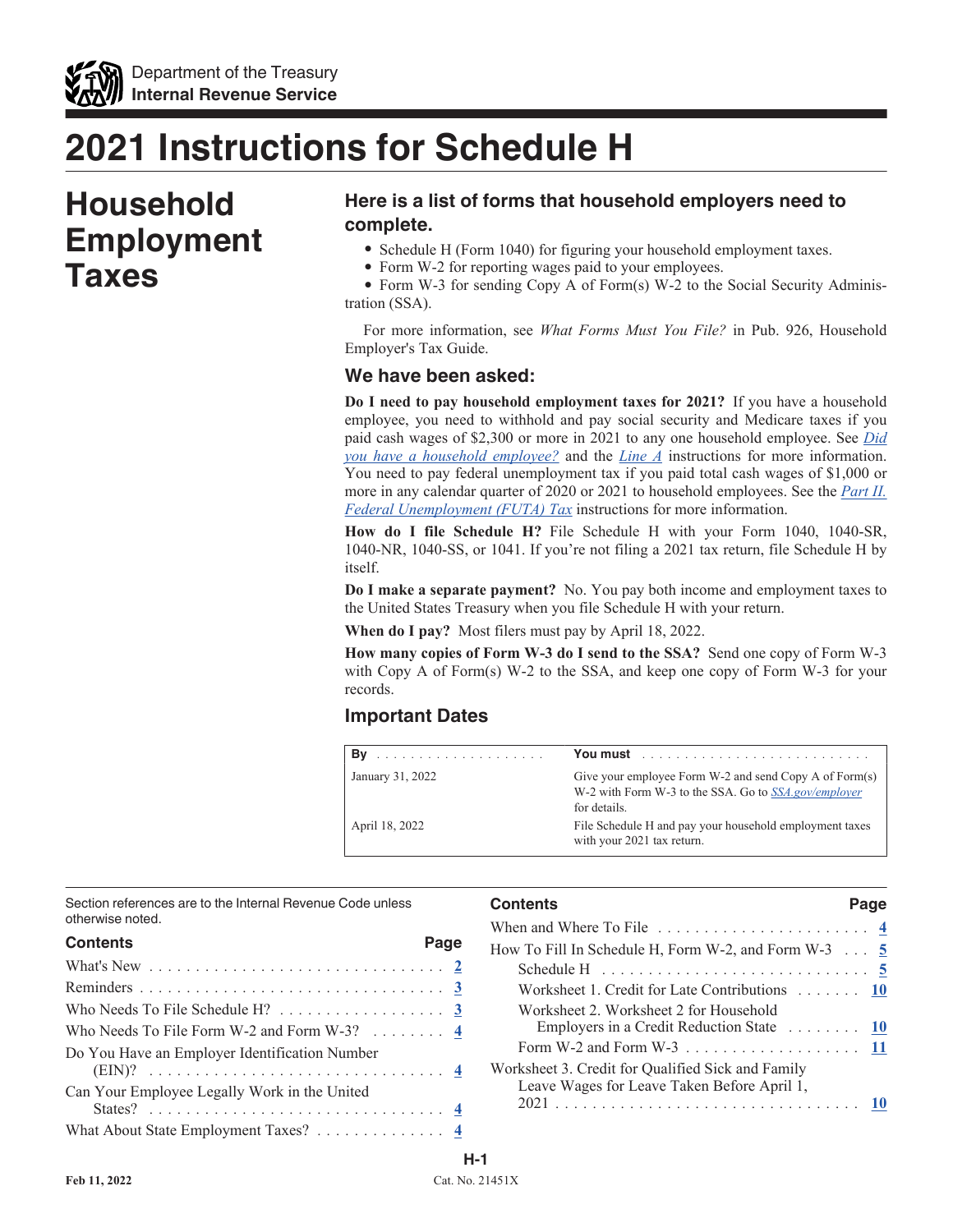# 2021 Instructions for Schedule H

# Household Employment Taxes

## Here is a list of forms that household employers need to complete.

- Schedule H (Form 1040) for figuring your household employment taxes.
- Form W-2 for reporting wages paid to your employees.
- Form W-3 for sending Copy A of Form(s) W-2 to the Social Security Administration (SSA).

For more information, see *What Forms Must You File?* in Pub. 926, Household Employer's Tax Guide.

## We have been asked:

**Do I need to pay household employment taxes for 2021?** If you have a household employee, you need to withhold and pay social security and Medicare taxes if you paid cash wages of $2,300 or more in 2021 to any one household employee. See *Did you have a household employee?* and the *Line A* instructions for more information. You need to pay federal unemployment tax if you paid total cash wages of $1,000 or more in any calendar quarter of 2020 or 2021 to household employees. See the *Part II. Federal Unemployment (FUTA) Tax* instructions for more information.

**How do I file Schedule H?** File Schedule H with your Form 1040, 1040-SR, 1040-NR, 1040-SS, or 1041. If you're not filing a 2021 tax return, file Schedule H by itself.

**Do I make a separate payment?** No. You pay both income and employment taxes to the United States Treasury when you file Schedule H with your return.

**When do I pay?** Most filers must pay by April 18, 2022.

**How many copies of Form W-3 do I send to the SSA?** Send one copy of Form W-3 with Copy A of Form(s) W-2 to the SSA, and keep one copy of Form W-3 for your records.

## Important Dates

| By | You must |
|---|---|
| January 31, 2022 | Give your employee Form W-2 and send Copy A of Form(s) W-2 with Form W-3 to the SSA. Go to *SSA.gov/employer* for details. |
| April 18, 2022 | File Schedule H and pay your household employment taxes with your 2021 tax return. |

Section references are to the Internal Revenue Code unless otherwise noted.

| Contents | Page |
|---|---|
| What's New | 2 |
| Reminders | 3 |
| Who Needs To File Schedule H? | 3 |
| Who Needs To File Form W-2 and Form W-3? | 4 |
| Do You Have an Employer Identification Number (EIN)? | 4 |
| Can Your Employee Legally Work in the United States? | 4 |
| What About State Employment Taxes? | 4 |
| When and Where To File | 4 |
| How To Fill In Schedule H, Form W-2, and Form W-3 | 5 |
| Schedule H | 5 |
| Worksheet 1. Credit for Late Contributions | 10 |
| Worksheet 2. Worksheet 2 for Household Employers in a Credit Reduction State | 10 |
| Form W-2 and Form W-3 | 11 |
| Worksheet 3. Credit for Qualified Sick and Family Leave Wages for Leave Taken Before April 1, 2021 | 10 |

Feb 11, 2022

Cat. No. 21451X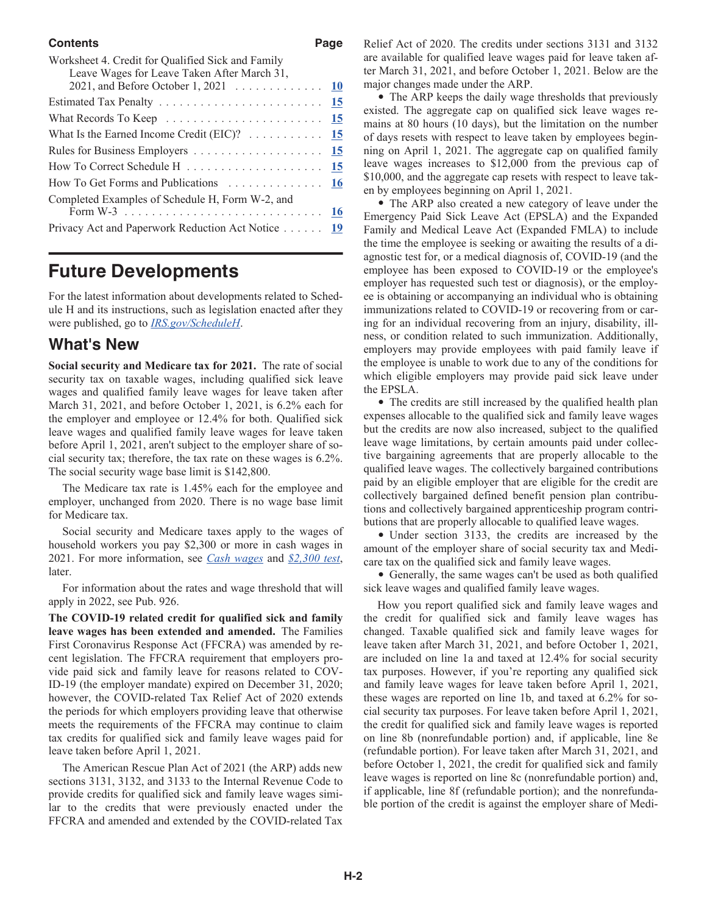**Contents** | **Page**

| Contents | Page |
| --- | --- |
| Worksheet 4. Credit for Qualified Sick and Family Leave Wages for Leave Taken After March 31, 2021, and Before October 1, 2021 | 10 |
| Estimated Tax Penalty | 15 |
| What Records To Keep | 15 |
| What Is the Earned Income Credit (EIC)? | 15 |
| Rules for Business Employers | 15 |
| How To Correct Schedule H | 15 |
| How To Get Forms and Publications | 16 |
| Completed Examples of Schedule H, Form W-2, and Form W-3 | 16 |
| Privacy Act and Paperwork Reduction Act Notice | 19 |

# Future Developments

For the latest information about developments related to Schedule H and its instructions, such as legislation enacted after they were published, go to *IRS.gov/ScheduleH*.

## What's New

**Social security and Medicare tax for 2021.** The rate of social security tax on taxable wages, including qualified sick leave wages and qualified family leave wages for leave taken after March 31, 2021, and before October 1, 2021, is 6.2% each for the employer and employee or 12.4% for both. Qualified sick leave wages and qualified family leave wages for leave taken before April 1, 2021, aren't subject to the employer share of social security tax; therefore, the tax rate on these wages is 6.2%. The social security wage base limit is $142,800.

The Medicare tax rate is 1.45% each for the employee and employer, unchanged from 2020. There is no wage base limit for Medicare tax.

Social security and Medicare taxes apply to the wages of household workers you pay $2,300 or more in cash wages in 2021. For more information, see *Cash wages* and *$2,300 test*, later.

For information about the rates and wage threshold that will apply in 2022, see Pub. 926.

**The COVID-19 related credit for qualified sick and family leave wages has been extended and amended.** The Families First Coronavirus Response Act (FFCRA) was amended by recent legislation. The FFCRA requirement that employers provide paid sick and family leave for reasons related to COVID-19 (the employer mandate) expired on December 31, 2020; however, the COVID-related Tax Relief Act of 2020 extends the periods for which employers providing leave that otherwise meets the requirements of the FFCRA may continue to claim tax credits for qualified sick and family leave wages paid for leave taken before April 1, 2021.

The American Rescue Plan Act of 2021 (the ARP) adds new sections 3131, 3132, and 3133 to the Internal Revenue Code to provide credits for qualified sick and family leave wages similar to the credits that were previously enacted under the FFCRA and amended and extended by the COVID-related Tax Relief Act of 2020. The credits under sections 3131 and 3132 are available for qualified leave wages paid for leave taken after March 31, 2021, and before October 1, 2021. Below are the major changes made under the ARP.

- The ARP keeps the daily wage thresholds that previously existed. The aggregate cap on qualified sick leave wages remains at 80 hours (10 days), but the limitation on the number of days resets with respect to leave taken by employees beginning on April 1, 2021. The aggregate cap on qualified family leave wages increases to $12,000 from the previous cap of $10,000, and the aggregate cap resets with respect to leave taken by employees beginning on April 1, 2021.
- The ARP also created a new category of leave under the Emergency Paid Sick Leave Act (EPSLA) and the Expanded Family and Medical Leave Act (Expanded FMLA) to include the time the employee is seeking or awaiting the results of a diagnostic test for, or a medical diagnosis of, COVID-19 (and the employee has been exposed to COVID-19 or the employee's employer has requested such test or diagnosis), or the employee is obtaining or accompanying an individual who is obtaining immunizations related to COVID-19 or recovering from or caring for an individual recovering from an injury, disability, illness, or condition related to such immunization. Additionally, employers may provide employees with paid family leave if the employee is unable to work due to any of the conditions for which eligible employers may provide paid sick leave under the EPSLA.
- The credits are still increased by the qualified health plan expenses allocable to the qualified sick and family leave wages but the credits are now also increased, subject to the qualified leave wage limitations, by certain amounts paid under collective bargaining agreements that are properly allocable to the qualified leave wages. The collectively bargained contributions paid by an eligible employer that are eligible for the credit are collectively bargained defined benefit pension plan contributions and collectively bargained apprenticeship program contributions that are properly allocable to qualified leave wages.
- Under section 3133, the credits are increased by the amount of the employer share of social security tax and Medicare tax on the qualified sick and family leave wages.
- Generally, the same wages can't be used as both qualified sick leave wages and qualified family leave wages.

How you report qualified sick and family leave wages and the credit for qualified sick and family leave wages has changed. Taxable qualified sick and family leave wages for leave taken after March 31, 2021, and before October 1, 2021, are included on line 1a and taxed at 12.4% for social security tax purposes. However, if you're reporting any qualified sick and family leave wages for leave taken before April 1, 2021, these wages are reported on line 1b, and taxed at 6.2% for social security tax purposes. For leave taken before April 1, 2021, the credit for qualified sick and family leave wages is reported on line 8b (nonrefundable portion) and, if applicable, line 8e (refundable portion). For leave taken after March 31, 2021, and before October 1, 2021, the credit for qualified sick and family leave wages is reported on line 8c (nonrefundable portion) and, if applicable, line 8f (refundable portion); and the nonrefundable portion of the credit is against the employer share of Medi-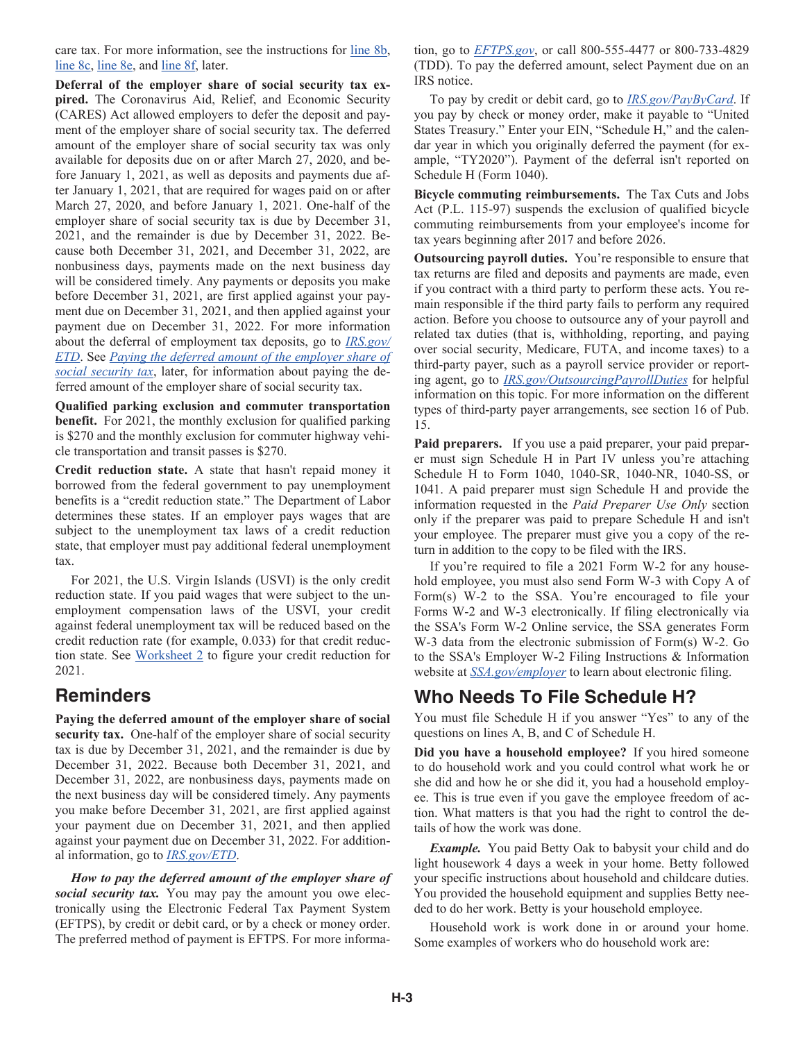care tax. For more information, see the instructions for line 8b, line 8c, line 8e, and line 8f, later.

**Deferral of the employer share of social security tax expired.** The Coronavirus Aid, Relief, and Economic Security (CARES) Act allowed employers to defer the deposit and payment of the employer share of social security tax. The deferred amount of the employer share of social security tax was only available for deposits due on or after March 27, 2020, and before January 1, 2021, as well as deposits and payments due after January 1, 2021, that are required for wages paid on or after March 27, 2020, and before January 1, 2021. One-half of the employer share of social security tax is due by December 31, 2021, and the remainder is due by December 31, 2022. Because both December 31, 2021, and December 31, 2022, are nonbusiness days, payments made on the next business day will be considered timely. Any payments or deposits you make before December 31, 2021, are first applied against your payment due on December 31, 2021, and then applied against your payment due on December 31, 2022. For more information about the deferral of employment tax deposits, go to *IRS.gov/ETD*. See *Paying the deferred amount of the employer share of social security tax*, later, for information about paying the deferred amount of the employer share of social security tax.

**Qualified parking exclusion and commuter transportation benefit.** For 2021, the monthly exclusion for qualified parking is $270 and the monthly exclusion for commuter highway vehicle transportation and transit passes is $270.

**Credit reduction state.** A state that hasn't repaid money it borrowed from the federal government to pay unemployment benefits is a "credit reduction state." The Department of Labor determines these states. If an employer pays wages that are subject to the unemployment tax laws of a credit reduction state, that employer must pay additional federal unemployment tax.

For 2021, the U.S. Virgin Islands (USVI) is the only credit reduction state. If you paid wages that were subject to the unemployment compensation laws of the USVI, your credit against federal unemployment tax will be reduced based on the credit reduction rate (for example, 0.033) for that credit reduction state. See Worksheet 2 to figure your credit reduction for 2021.

## Reminders

**Paying the deferred amount of the employer share of social security tax.** One-half of the employer share of social security tax is due by December 31, 2021, and the remainder is due by December 31, 2022. Because both December 31, 2021, and December 31, 2022, are nonbusiness days, payments made on the next business day will be considered timely. Any payments you make before December 31, 2021, are first applied against your payment due on December 31, 2021, and then applied against your payment due on December 31, 2022. For additional information, go to *IRS.gov/ETD*.

***How to pay the deferred amount of the employer share of social security tax.*** You may pay the amount you owe electronically using the Electronic Federal Tax Payment System (EFTPS), by credit or debit card, or by a check or money order. The preferred method of payment is EFTPS. For more information, go to *EFTPS.gov*, or call 800-555-4477 or 800-733-4829 (TDD). To pay the deferred amount, select Payment due on an IRS notice.

To pay by credit or debit card, go to *IRS.gov/PayByCard*. If you pay by check or money order, make it payable to "United States Treasury." Enter your EIN, "Schedule H," and the calendar year in which you originally deferred the payment (for example, "TY2020"). Payment of the deferral isn't reported on Schedule H (Form 1040).

**Bicycle commuting reimbursements.** The Tax Cuts and Jobs Act (P.L. 115-97) suspends the exclusion of qualified bicycle commuting reimbursements from your employee's income for tax years beginning after 2017 and before 2026.

**Outsourcing payroll duties.** You're responsible to ensure that tax returns are filed and deposits and payments are made, even if you contract with a third party to perform these acts. You remain responsible if the third party fails to perform any required action. Before you choose to outsource any of your payroll and related tax duties (that is, withholding, reporting, and paying over social security, Medicare, FUTA, and income taxes) to a third-party payer, such as a payroll service provider or reporting agent, go to *IRS.gov/OutsourcingPayrollDuties* for helpful information on this topic. For more information on the different types of third-party payer arrangements, see section 16 of Pub. 15.

**Paid preparers.** If you use a paid preparer, your paid preparer must sign Schedule H in Part IV unless you're attaching Schedule H to Form 1040, 1040-SR, 1040-NR, 1040-SS, or 1041. A paid preparer must sign Schedule H and provide the information requested in the *Paid Preparer Use Only* section only if the preparer was paid to prepare Schedule H and isn't your employee. The preparer must give you a copy of the return in addition to the copy to be filed with the IRS.

If you're required to file a 2021 Form W-2 for any household employee, you must also send Form W-3 with Copy A of Form(s) W-2 to the SSA. You're encouraged to file your Forms W-2 and W-3 electronically. If filing electronically via the SSA's Form W-2 Online service, the SSA generates Form W-3 data from the electronic submission of Form(s) W-2. Go to the SSA's Employer W-2 Filing Instructions & Information website at *SSA.gov/employer* to learn about electronic filing.

## Who Needs To File Schedule H?

You must file Schedule H if you answer "Yes" to any of the questions on lines A, B, and C of Schedule H.

**Did you have a household employee?** If you hired someone to do household work and you could control what work he or she did and how he or she did it, you had a household employee. This is true even if you gave the employee freedom of action. What matters is that you had the right to control the details of how the work was done.

***Example.*** You paid Betty Oak to babysit your child and do light housework 4 days a week in your home. Betty followed your specific instructions about household and childcare duties. You provided the household equipment and supplies Betty needed to do her work. Betty is your household employee.

Household work is work done in or around your home. Some examples of workers who do household work are: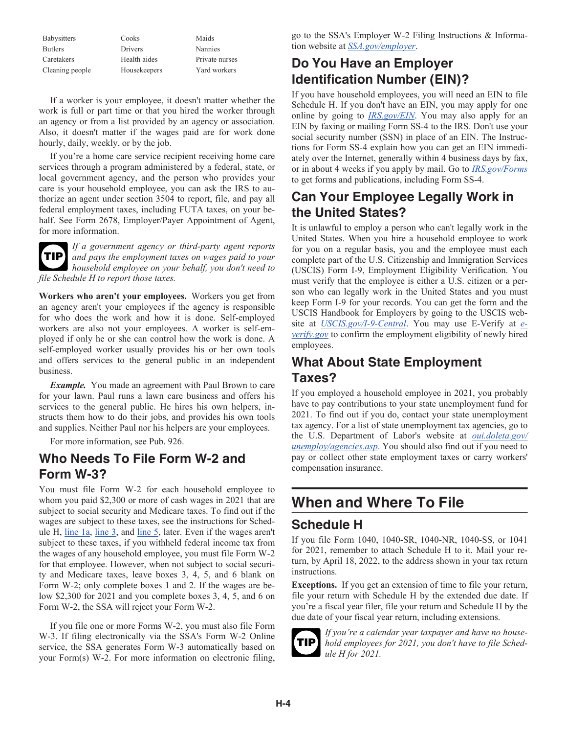| | | |
|---|---|---|
| Babysitters | Cooks | Maids |
| Butlers | Drivers | Nannies |
| Caretakers | Health aides | Private nurses |
| Cleaning people | Housekeepers | Yard workers |

If a worker is your employee, it doesn't matter whether the work is full or part time or that you hired the worker through an agency or from a list provided by an agency or association. Also, it doesn't matter if the wages paid are for work done hourly, daily, weekly, or by the job.

If you're a home care service recipient receiving home care services through a program administered by a federal, state, or local government agency, and the person who provides your care is your household employee, you can ask the IRS to authorize an agent under section 3504 to report, file, and pay all federal employment taxes, including FUTA taxes, on your behalf. See Form 2678, Employer/Payer Appointment of Agent, for more information.

**TIP** *If a government agency or third-party agent reports and pays the employment taxes on wages paid to your household employee on your behalf, you don't need to file Schedule H to report those taxes.*

**Workers who aren't your employees.** Workers you get from an agency aren't your employees if the agency is responsible for who does the work and how it is done. Self-employed workers are also not your employees. A worker is self-employed if only he or she can control how the work is done. A self-employed worker usually provides his or her own tools and offers services to the general public in an independent business.

***Example.*** You made an agreement with Paul Brown to care for your lawn. Paul runs a lawn care business and offers his services to the general public. He hires his own helpers, instructs them how to do their jobs, and provides his own tools and supplies. Neither Paul nor his helpers are your employees.

For more information, see Pub. 926.

## Who Needs To File Form W-2 and Form W-3?

You must file Form W-2 for each household employee to whom you paid $2,300 or more of cash wages in 2021 that are subject to social security and Medicare taxes. To find out if the wages are subject to these taxes, see the instructions for Schedule H, line 1a, line 3, and line 5, later. Even if the wages aren't subject to these taxes, if you withheld federal income tax from the wages of any household employee, you must file Form W-2 for that employee. However, when not subject to social security and Medicare taxes, leave boxes 3, 4, 5, and 6 blank on Form W-2; only complete boxes 1 and 2. If the wages are below $2,300 for 2021 and you complete boxes 3, 4, 5, and 6 on Form W-2, the SSA will reject your Form W-2.

If you file one or more Forms W-2, you must also file Form W-3. If filing electronically via the SSA's Form W-2 Online service, the SSA generates Form W-3 automatically based on your Form(s) W-2. For more information on electronic filing, go to the SSA's Employer W-2 Filing Instructions & Information website at *SSA.gov/employer*.

## Do You Have an Employer Identification Number (EIN)?

If you have household employees, you will need an EIN to file Schedule H. If you don't have an EIN, you may apply for one online by going to *IRS.gov/EIN*. You may also apply for an EIN by faxing or mailing Form SS-4 to the IRS. Don't use your social security number (SSN) in place of an EIN. The Instructions for Form SS-4 explain how you can get an EIN immediately over the Internet, generally within 4 business days by fax, or in about 4 weeks if you apply by mail. Go to *IRS.gov/Forms* to get forms and publications, including Form SS-4.

## Can Your Employee Legally Work in the United States?

It is unlawful to employ a person who can't legally work in the United States. When you hire a household employee to work for you on a regular basis, you and the employee must each complete part of the U.S. Citizenship and Immigration Services (USCIS) Form I-9, Employment Eligibility Verification. You must verify that the employee is either a U.S. citizen or a person who can legally work in the United States and you must keep Form I-9 for your records. You can get the form and the USCIS Handbook for Employers by going to the USCIS website at *USCIS.gov/I-9-Central*. You may use E-Verify at *e-verify.gov* to confirm the employment eligibility of newly hired employees.

## What About State Employment Taxes?

If you employed a household employee in 2021, you probably have to pay contributions to your state unemployment fund for 2021. To find out if you do, contact your state unemployment tax agency. For a list of state unemployment tax agencies, go to the U.S. Department of Labor's website at *oui.doleta.gov/unemploy/agencies.asp*. You should also find out if you need to pay or collect other state employment taxes or carry workers' compensation insurance.

# When and Where To File

## Schedule H

If you file Form 1040, 1040-SR, 1040-NR, 1040-SS, or 1041 for 2021, remember to attach Schedule H to it. Mail your return, by April 18, 2022, to the address shown in your tax return instructions.

**Exceptions.** If you get an extension of time to file your return, file your return with Schedule H by the extended due date. If you're a fiscal year filer, file your return and Schedule H by the due date of your fiscal year return, including extensions.

**TIP** *If you're a calendar year taxpayer and have no household employees for 2021, you don't have to file Schedule H for 2021.*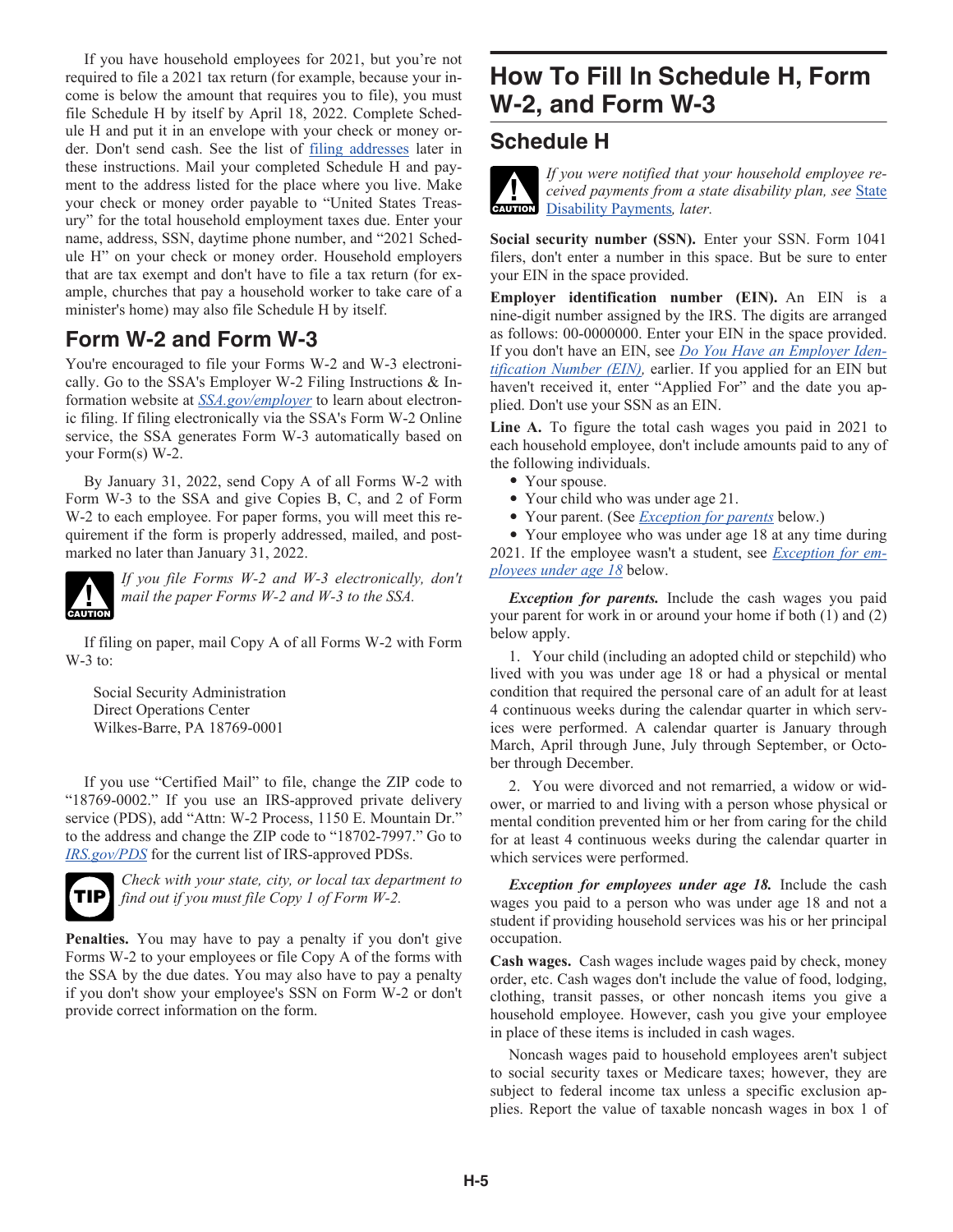If you have household employees for 2021, but you're not required to file a 2021 tax return (for example, because your income is below the amount that requires you to file), you must file Schedule H by itself by April 18, 2022. Complete Schedule H and put it in an envelope with your check or money order. Don't send cash. See the list of filing addresses later in these instructions. Mail your completed Schedule H and payment to the address listed for the place where you live. Make your check or money order payable to "United States Treasury" for the total household employment taxes due. Enter your name, address, SSN, daytime phone number, and "2021 Schedule H" on your check or money order. Household employers that are tax exempt and don't have to file a tax return (for example, churches that pay a household worker to take care of a minister's home) may also file Schedule H by itself.

## Form W-2 and Form W-3

You're encouraged to file your Forms W-2 and W-3 electronically. Go to the SSA's Employer W-2 Filing Instructions & Information website at *SSA.gov/employer* to learn about electronic filing. If filing electronically via the SSA's Form W-2 Online service, the SSA generates Form W-3 automatically based on your Form(s) W-2.

By January 31, 2022, send Copy A of all Forms W-2 with Form W-3 to the SSA and give Copies B, C, and 2 of Form W-2 to each employee. For paper forms, you will meet this requirement if the form is properly addressed, mailed, and postmarked no later than January 31, 2022.

**CAUTION**: *If you file Forms W-2 and W-3 electronically, don't mail the paper Forms W-2 and W-3 to the SSA.*

If filing on paper, mail Copy A of all Forms W-2 with Form W-3 to:

Social Security Administration
Direct Operations Center
Wilkes-Barre, PA 18769-0001

If you use "Certified Mail" to file, change the ZIP code to "18769-0002." If you use an IRS-approved private delivery service (PDS), add "Attn: W-2 Process, 1150 E. Mountain Dr." to the address and change the ZIP code to "18702-7997." Go to *IRS.gov/PDS* for the current list of IRS-approved PDSs.

**TIP**: *Check with your state, city, or local tax department to find out if you must file Copy 1 of Form W-2.*

**Penalties.** You may have to pay a penalty if you don't give Forms W-2 to your employees or file Copy A of the forms with the SSA by the due dates. You may also have to pay a penalty if you don't show your employee's SSN on Form W-2 or don't provide correct information on the form.

# How To Fill In Schedule H, Form W-2, and Form W-3

## Schedule H

**CAUTION**: *If you were notified that your household employee received payments from a state disability plan, see State Disability Payments, later.*

**Social security number (SSN).** Enter your SSN. Form 1041 filers, don't enter a number in this space. But be sure to enter your EIN in the space provided.

**Employer identification number (EIN).** An EIN is a nine-digit number assigned by the IRS. The digits are arranged as follows: 00-0000000. Enter your EIN in the space provided. If you don't have an EIN, see *Do You Have an Employer Identification Number (EIN)*, earlier. If you applied for an EIN but haven't received it, enter "Applied For" and the date you applied. Don't use your SSN as an EIN.

**Line A.** To figure the total cash wages you paid in 2021 to each household employee, don't include amounts paid to any of the following individuals.

- Your spouse.
- Your child who was under age 21.
- Your parent. (See *Exception for parents* below.)
- Your employee who was under age 18 at any time during 2021. If the employee wasn't a student, see *Exception for employees under age 18* below.

***Exception for parents.*** Include the cash wages you paid your parent for work in or around your home if both (1) and (2) below apply.

1. Your child (including an adopted child or stepchild) who lived with you was under age 18 or had a physical or mental condition that required the personal care of an adult for at least 4 continuous weeks during the calendar quarter in which services were performed. A calendar quarter is January through March, April through June, July through September, or October through December.

2. You were divorced and not remarried, a widow or widower, or married to and living with a person whose physical or mental condition prevented him or her from caring for the child for at least 4 continuous weeks during the calendar quarter in which services were performed.

***Exception for employees under age 18.*** Include the cash wages you paid to a person who was under age 18 and not a student if providing household services was his or her principal occupation.

**Cash wages.** Cash wages include wages paid by check, money order, etc. Cash wages don't include the value of food, lodging, clothing, transit passes, or other noncash items you give a household employee. However, cash you give your employee in place of these items is included in cash wages.

Noncash wages paid to household employees aren't subject to social security taxes or Medicare taxes; however, they are subject to federal income tax unless a specific exclusion applies. Report the value of taxable noncash wages in box 1 of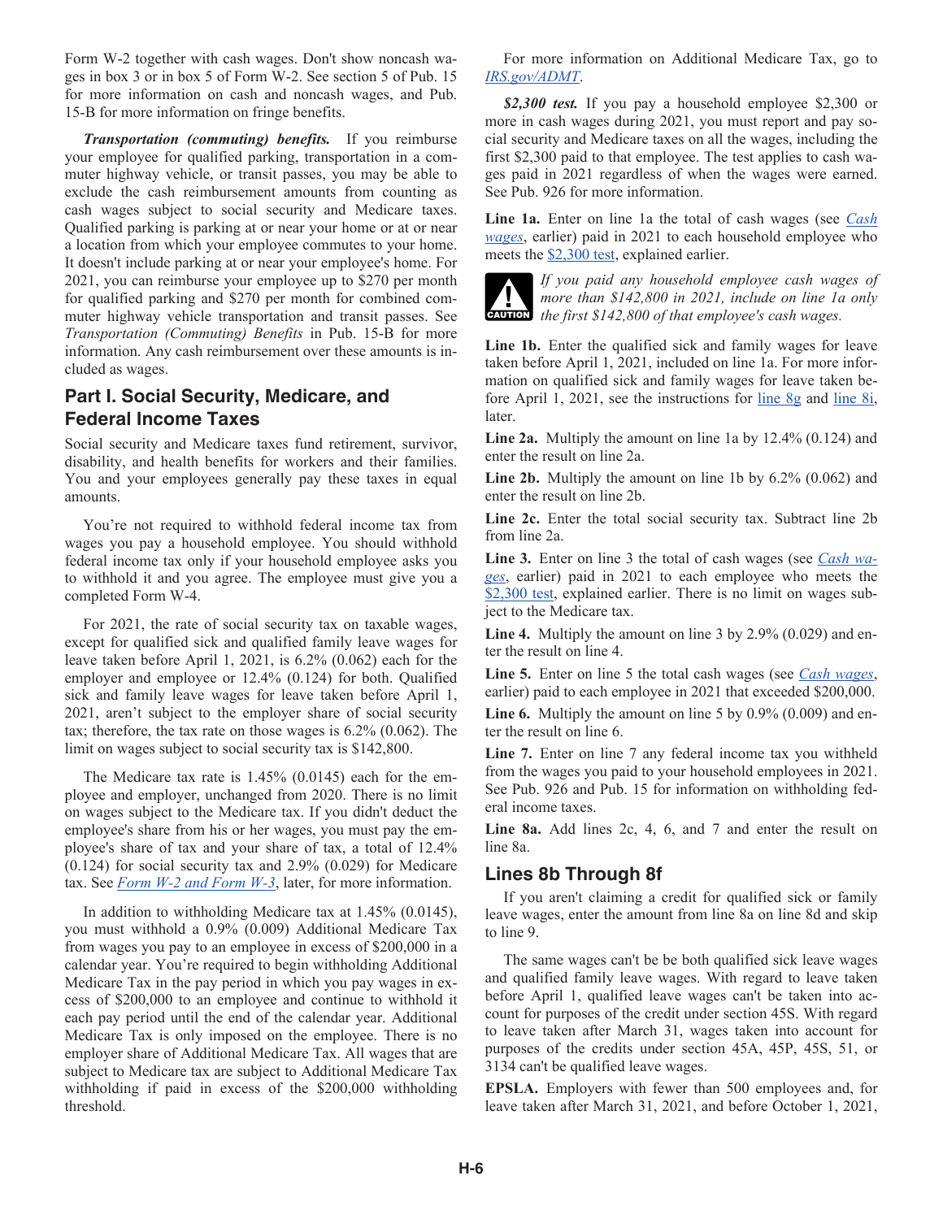Form W-2 together with cash wages. Don't show noncash wages in box 3 or in box 5 of Form W-2. See section 5 of Pub. 15 for more information on cash and noncash wages, and Pub. 15-B for more information on fringe benefits.

***Transportation (commuting) benefits.*** If you reimburse your employee for qualified parking, transportation in a commuter highway vehicle, or transit passes, you may be able to exclude the cash reimbursement amounts from counting as cash wages subject to social security and Medicare taxes. Qualified parking is parking at or near your home or at or near a location from which your employee commutes to your home. It doesn't include parking at or near your employee's home. For 2021, you can reimburse your employee up to $270 per month for qualified parking and $270 per month for combined commuter highway vehicle transportation and transit passes. See *Transportation (Commuting) Benefits* in Pub. 15-B for more information. Any cash reimbursement over these amounts is included as wages.

## Part I. Social Security, Medicare, and Federal Income Taxes

Social security and Medicare taxes fund retirement, survivor, disability, and health benefits for workers and their families. You and your employees generally pay these taxes in equal amounts.

You're not required to withhold federal income tax from wages you pay a household employee. You should withhold federal income tax only if your household employee asks you to withhold it and you agree. The employee must give you a completed Form W-4.

For 2021, the rate of social security tax on taxable wages, except for qualified sick and qualified family leave wages for leave taken before April 1, 2021, is 6.2% (0.062) each for the employer and employee or 12.4% (0.124) for both. Qualified sick and family leave wages for leave taken before April 1, 2021, aren't subject to the employer share of social security tax; therefore, the tax rate on those wages is 6.2% (0.062). The limit on wages subject to social security tax is $142,800.

The Medicare tax rate is 1.45% (0.0145) each for the employee and employer, unchanged from 2020. There is no limit on wages subject to the Medicare tax. If you didn't deduct the employee's share from his or her wages, you must pay the employee's share of tax and your share of tax, a total of 12.4% (0.124) for social security tax and 2.9% (0.029) for Medicare tax. See *Form W-2 and Form W-3*, later, for more information.

In addition to withholding Medicare tax at 1.45% (0.0145), you must withhold a 0.9% (0.009) Additional Medicare Tax from wages you pay to an employee in excess of $200,000 in a calendar year. You're required to begin withholding Additional Medicare Tax in the pay period in which you pay wages in excess of $200,000 to an employee and continue to withhold it each pay period until the end of the calendar year. Additional Medicare Tax is only imposed on the employee. There is no employer share of Additional Medicare Tax. All wages that are subject to Medicare tax are subject to Additional Medicare Tax withholding if paid in excess of the $200,000 withholding threshold.

For more information on Additional Medicare Tax, go to *IRS.gov/ADMT*.

***$2,300 test.*** If you pay a household employee $2,300 or more in cash wages during 2021, you must report and pay social security and Medicare taxes on all the wages, including the first $2,300 paid to that employee. The test applies to cash wages paid in 2021 regardless of when the wages were earned. See Pub. 926 for more information.

**Line 1a.** Enter on line 1a the total of cash wages (see *Cash wages*, earlier) paid in 2021 to each household employee who meets the $2,300 test, explained earlier.

CAUTION: *If you paid any household employee cash wages of more than $142,800 in 2021, include on line 1a only the first $142,800 of that employee's cash wages.*

**Line 1b.** Enter the qualified sick and family wages for leave taken before April 1, 2021, included on line 1a. For more information on qualified sick and family wages for leave taken before April 1, 2021, see the instructions for line 8g and line 8i, later.

**Line 2a.** Multiply the amount on line 1a by 12.4% (0.124) and enter the result on line 2a.

**Line 2b.** Multiply the amount on line 1b by 6.2% (0.062) and enter the result on line 2b.

**Line 2c.** Enter the total social security tax. Subtract line 2b from line 2a.

**Line 3.** Enter on line 3 the total of cash wages (see *Cash wages*, earlier) paid in 2021 to each employee who meets the $2,300 test, explained earlier. There is no limit on wages subject to the Medicare tax.

**Line 4.** Multiply the amount on line 3 by 2.9% (0.029) and enter the result on line 4.

**Line 5.** Enter on line 5 the total cash wages (see *Cash wages*, earlier) paid to each employee in 2021 that exceeded $200,000.

**Line 6.** Multiply the amount on line 5 by 0.9% (0.009) and enter the result on line 6.

**Line 7.** Enter on line 7 any federal income tax you withheld from the wages you paid to your household employees in 2021. See Pub. 926 and Pub. 15 for information on withholding federal income taxes.

**Line 8a.** Add lines 2c, 4, 6, and 7 and enter the result on line 8a.

## Lines 8b Through 8f

If you aren't claiming a credit for qualified sick or family leave wages, enter the amount from line 8a on line 8d and skip to line 9.

The same wages can't be be both qualified sick leave wages and qualified family leave wages. With regard to leave taken before April 1, qualified leave wages can't be taken into account for purposes of the credit under section 45S. With regard to leave taken after March 31, wages taken into account for purposes of the credits under section 45A, 45P, 45S, 51, or 3134 can't be qualified leave wages.

**EPSLA.** Employers with fewer than 500 employees and, for leave taken after March 31, 2021, and before October 1, 2021,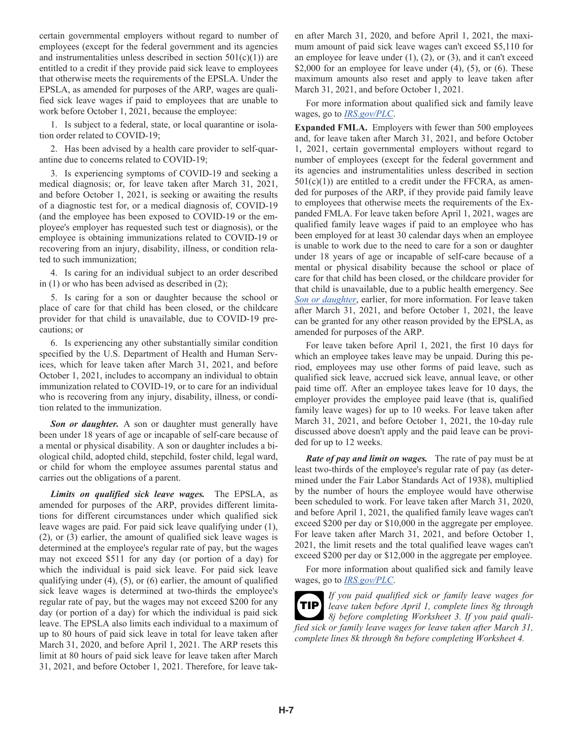certain governmental employers without regard to number of employees (except for the federal government and its agencies and instrumentalities unless described in section 501(c)(1)) are entitled to a credit if they provide paid sick leave to employees that otherwise meets the requirements of the EPSLA. Under the EPSLA, as amended for purposes of the ARP, wages are qualified sick leave wages if paid to employees that are unable to work before October 1, 2021, because the employee:

1. Is subject to a federal, state, or local quarantine or isolation order related to COVID-19;

2. Has been advised by a health care provider to self-quarantine due to concerns related to COVID-19;

3. Is experiencing symptoms of COVID-19 and seeking a medical diagnosis; or, for leave taken after March 31, 2021, and before October 1, 2021, is seeking or awaiting the results of a diagnostic test for, or a medical diagnosis of, COVID-19 (and the employee has been exposed to COVID-19 or the employee's employer has requested such test or diagnosis), or the employee is obtaining immunizations related to COVID-19 or recovering from an injury, disability, illness, or condition related to such immunization;

4. Is caring for an individual subject to an order described in (1) or who has been advised as described in (2);

5. Is caring for a son or daughter because the school or place of care for that child has been closed, or the childcare provider for that child is unavailable, due to COVID-19 precautions; or

6. Is experiencing any other substantially similar condition specified by the U.S. Department of Health and Human Services, which for leave taken after March 31, 2021, and before October 1, 2021, includes to accompany an individual to obtain immunization related to COVID-19, or to care for an individual who is recovering from any injury, disability, illness, or condition related to the immunization.

***Son or daughter.*** A son or daughter must generally have been under 18 years of age or incapable of self-care because of a mental or physical disability. A son or daughter includes a biological child, adopted child, stepchild, foster child, legal ward, or child for whom the employee assumes parental status and carries out the obligations of a parent.

***Limits on qualified sick leave wages.*** The EPSLA, as amended for purposes of the ARP, provides different limitations for different circumstances under which qualified sick leave wages are paid. For paid sick leave qualifying under (1), (2), or (3) earlier, the amount of qualified sick leave wages is determined at the employee's regular rate of pay, but the wages may not exceed $511 for any day (or portion of a day) for which the individual is paid sick leave. For paid sick leave qualifying under (4), (5), or (6) earlier, the amount of qualified sick leave wages is determined at two-thirds the employee's regular rate of pay, but the wages may not exceed $200 for any day (or portion of a day) for which the individual is paid sick leave. The EPSLA also limits each individual to a maximum of up to 80 hours of paid sick leave in total for leave taken after March 31, 2020, and before April 1, 2021. The ARP resets this limit at 80 hours of paid sick leave for leave taken after March 31, 2021, and before October 1, 2021. Therefore, for leave taken after March 31, 2020, and before April 1, 2021, the maximum amount of paid sick leave wages can't exceed $5,110 for an employee for leave under (1), (2), or (3), and it can't exceed $2,000 for an employee for leave under (4), (5), or (6). These maximum amounts also reset and apply to leave taken after March 31, 2021, and before October 1, 2021.

For more information about qualified sick and family leave wages, go to *IRS.gov/PLC*.

**Expanded FMLA.** Employers with fewer than 500 employees and, for leave taken after March 31, 2021, and before October 1, 2021, certain governmental employers without regard to number of employees (except for the federal government and its agencies and instrumentalities unless described in section 501(c)(1)) are entitled to a credit under the FFCRA, as amended for purposes of the ARP, if they provide paid family leave to employees that otherwise meets the requirements of the Expanded FMLA. For leave taken before April 1, 2021, wages are qualified family leave wages if paid to an employee who has been employed for at least 30 calendar days when an employee is unable to work due to the need to care for a son or daughter under 18 years of age or incapable of self-care because of a mental or physical disability because the school or place of care for that child has been closed, or the childcare provider for that child is unavailable, due to a public health emergency. See *Son or daughter*, earlier, for more information. For leave taken after March 31, 2021, and before October 1, 2021, the leave can be granted for any other reason provided by the EPSLA, as amended for purposes of the ARP.

For leave taken before April 1, 2021, the first 10 days for which an employee takes leave may be unpaid. During this period, employees may use other forms of paid leave, such as qualified sick leave, accrued sick leave, annual leave, or other paid time off. After an employee takes leave for 10 days, the employer provides the employee paid leave (that is, qualified family leave wages) for up to 10 weeks. For leave taken after March 31, 2021, and before October 1, 2021, the 10-day rule discussed above doesn't apply and the paid leave can be provided for up to 12 weeks.

***Rate of pay and limit on wages.*** The rate of pay must be at least two-thirds of the employee's regular rate of pay (as determined under the Fair Labor Standards Act of 1938), multiplied by the number of hours the employee would have otherwise been scheduled to work. For leave taken after March 31, 2020, and before April 1, 2021, the qualified family leave wages can't exceed $200 per day or $10,000 in the aggregate per employee. For leave taken after March 31, 2021, and before October 1, 2021, the limit resets and the total qualified leave wages can't exceed $200 per day or $12,000 in the aggregate per employee.

For more information about qualified sick and family leave wages, go to *IRS.gov/PLC*.

**TIP** *If you paid qualified sick or family leave wages for leave taken before April 1, complete lines 8g through 8j before completing Worksheet 3. If you paid qualified sick or family leave wages for leave taken after March 31, complete lines 8k through 8n before completing Worksheet 4.*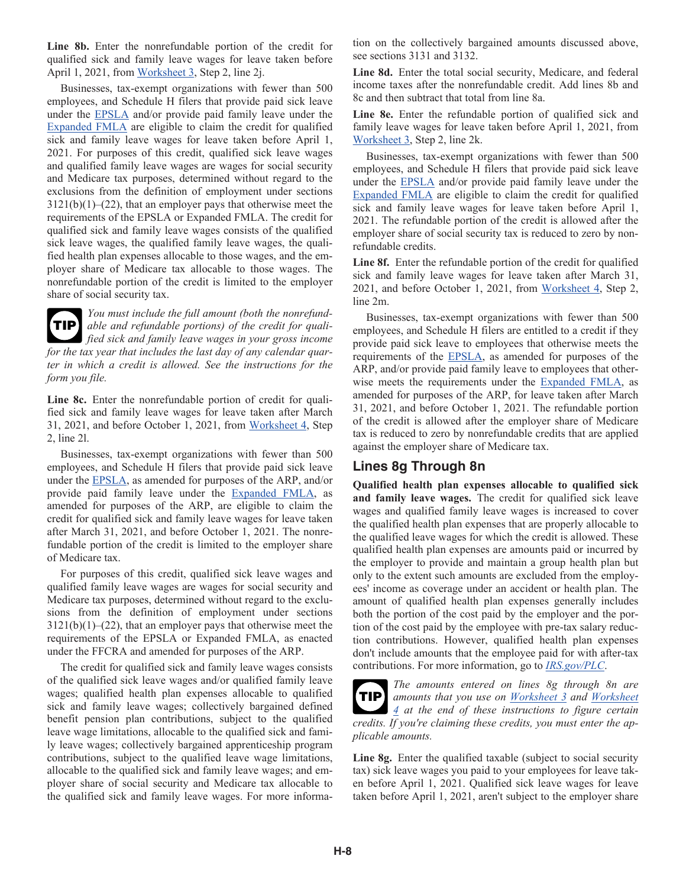**Line 8b.** Enter the nonrefundable portion of the credit for qualified sick and family leave wages for leave taken before April 1, 2021, from Worksheet 3, Step 2, line 2j.

Businesses, tax-exempt organizations with fewer than 500 employees, and Schedule H filers that provide paid sick leave under the EPSLA and/or provide paid family leave under the Expanded FMLA are eligible to claim the credit for qualified sick and family leave wages for leave taken before April 1, 2021. For purposes of this credit, qualified sick leave wages and qualified family leave wages are wages for social security and Medicare tax purposes, determined without regard to the exclusions from the definition of employment under sections 3121(b)(1)–(22), that an employer pays that otherwise meet the requirements of the EPSLA or Expanded FMLA. The credit for qualified sick and family leave wages consists of the qualified sick leave wages, the qualified family leave wages, the qualified health plan expenses allocable to those wages, and the employer share of Medicare tax allocable to those wages. The nonrefundable portion of the credit is limited to the employer share of social security tax.

**TIP** *You must include the full amount (both the nonrefundable and refundable portions) of the credit for qualified sick and family leave wages in your gross income for the tax year that includes the last day of any calendar quarter in which a credit is allowed. See the instructions for the form you file.*

**Line 8c.** Enter the nonrefundable portion of credit for qualified sick and family leave wages for leave taken after March 31, 2021, and before October 1, 2021, from Worksheet 4, Step 2, line 2l.

Businesses, tax-exempt organizations with fewer than 500 employees, and Schedule H filers that provide paid sick leave under the EPSLA, as amended for purposes of the ARP, and/or provide paid family leave under the Expanded FMLA, as amended for purposes of the ARP, are eligible to claim the credit for qualified sick and family leave wages for leave taken after March 31, 2021, and before October 1, 2021. The nonrefundable portion of the credit is limited to the employer share of Medicare tax.

For purposes of this credit, qualified sick leave wages and qualified family leave wages are wages for social security and Medicare tax purposes, determined without regard to the exclusions from the definition of employment under sections 3121(b)(1)–(22), that an employer pays that otherwise meet the requirements of the EPSLA or Expanded FMLA, as enacted under the FFCRA and amended for purposes of the ARP.

The credit for qualified sick and family leave wages consists of the qualified sick leave wages and/or qualified family leave wages; qualified health plan expenses allocable to qualified sick and family leave wages; collectively bargained defined benefit pension plan contributions, subject to the qualified leave wage limitations, allocable to the qualified sick and family leave wages; collectively bargained apprenticeship program contributions, subject to the qualified leave wage limitations, allocable to the qualified sick and family leave wages; and employer share of social security and Medicare tax allocable to the qualified sick and family leave wages. For more information on the collectively bargained amounts discussed above, see sections 3131 and 3132.

**Line 8d.** Enter the total social security, Medicare, and federal income taxes after the nonrefundable credit. Add lines 8b and 8c and then subtract that total from line 8a.

**Line 8e.** Enter the refundable portion of qualified sick and family leave wages for leave taken before April 1, 2021, from Worksheet 3, Step 2, line 2k.

Businesses, tax-exempt organizations with fewer than 500 employees, and Schedule H filers that provide paid sick leave under the EPSLA and/or provide paid family leave under the Expanded FMLA are eligible to claim the credit for qualified sick and family leave wages for leave taken before April 1, 2021. The refundable portion of the credit is allowed after the employer share of social security tax is reduced to zero by nonrefundable credits.

**Line 8f.** Enter the refundable portion of the credit for qualified sick and family leave wages for leave taken after March 31, 2021, and before October 1, 2021, from Worksheet 4, Step 2, line 2m.

Businesses, tax-exempt organizations with fewer than 500 employees, and Schedule H filers are entitled to a credit if they provide paid sick leave to employees that otherwise meets the requirements of the EPSLA, as amended for purposes of the ARP, and/or provide paid family leave to employees that otherwise meets the requirements under the Expanded FMLA, as amended for purposes of the ARP, for leave taken after March 31, 2021, and before October 1, 2021. The refundable portion of the credit is allowed after the employer share of Medicare tax is reduced to zero by nonrefundable credits that are applied against the employer share of Medicare tax.

## Lines 8g Through 8n

**Qualified health plan expenses allocable to qualified sick and family leave wages.** The credit for qualified sick leave wages and qualified family leave wages is increased to cover the qualified health plan expenses that are properly allocable to the qualified leave wages for which the credit is allowed. These qualified health plan expenses are amounts paid or incurred by the employer to provide and maintain a group health plan but only to the extent such amounts are excluded from the employees' income as coverage under an accident or health plan. The amount of qualified health plan expenses generally includes both the portion of the cost paid by the employer and the portion of the cost paid by the employee with pre-tax salary reduction contributions. However, qualified health plan expenses don't include amounts that the employee paid for with after-tax contributions. For more information, go to *IRS.gov/PLC*.

**TIP** *The amounts entered on lines 8g through 8n are amounts that you use on Worksheet 3 and Worksheet 4 at the end of these instructions to figure certain credits. If you're claiming these credits, you must enter the applicable amounts.*

**Line 8g.** Enter the qualified taxable (subject to social security tax) sick leave wages you paid to your employees for leave taken before April 1, 2021. Qualified sick leave wages for leave taken before April 1, 2021, aren't subject to the employer share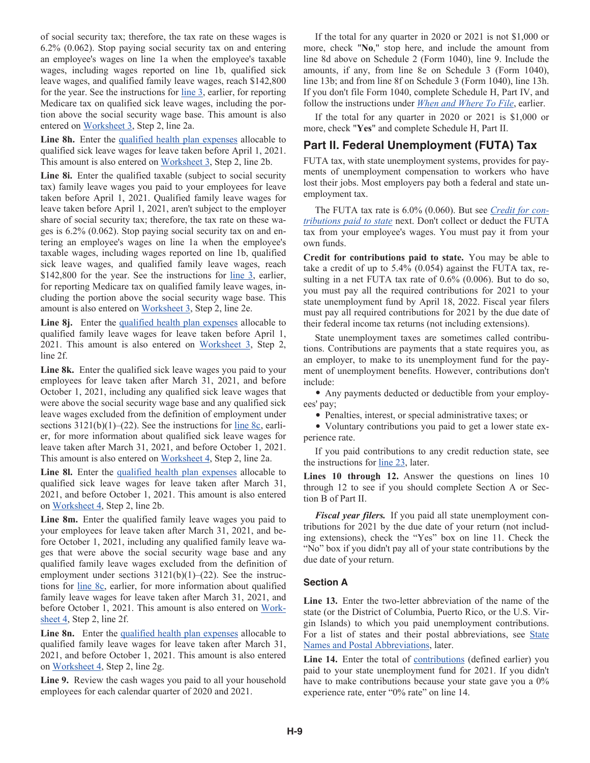of social security tax; therefore, the tax rate on these wages is 6.2% (0.062). Stop paying social security tax on and entering an employee's wages on line 1a when the employee's taxable wages, including wages reported on line 1b, qualified sick leave wages, and qualified family leave wages, reach $142,800 for the year. See the instructions for line 3, earlier, for reporting Medicare tax on qualified sick leave wages, including the portion above the social security wage base. This amount is also entered on Worksheet 3, Step 2, line 2a.

**Line 8h.** Enter the qualified health plan expenses allocable to qualified sick leave wages for leave taken before April 1, 2021. This amount is also entered on Worksheet 3, Step 2, line 2b.

**Line 8i.** Enter the qualified taxable (subject to social security tax) family leave wages you paid to your employees for leave taken before April 1, 2021. Qualified family leave wages for leave taken before April 1, 2021, aren't subject to the employer share of social security tax; therefore, the tax rate on these wages is 6.2% (0.062). Stop paying social security tax on and entering an employee's wages on line 1a when the employee's taxable wages, including wages reported on line 1b, qualified sick leave wages, and qualified family leave wages, reach $142,800 for the year. See the instructions for line 3, earlier, for reporting Medicare tax on qualified family leave wages, including the portion above the social security wage base. This amount is also entered on Worksheet 3, Step 2, line 2e.

**Line 8j.** Enter the qualified health plan expenses allocable to qualified family leave wages for leave taken before April 1, 2021. This amount is also entered on Worksheet 3, Step 2, line 2f.

**Line 8k.** Enter the qualified sick leave wages you paid to your employees for leave taken after March 31, 2021, and before October 1, 2021, including any qualified sick leave wages that were above the social security wage base and any qualified sick leave wages excluded from the definition of employment under sections 3121(b)(1)–(22). See the instructions for line 8c, earlier, for more information about qualified sick leave wages for leave taken after March 31, 2021, and before October 1, 2021. This amount is also entered on Worksheet 4, Step 2, line 2a.

**Line 8l.** Enter the qualified health plan expenses allocable to qualified sick leave wages for leave taken after March 31, 2021, and before October 1, 2021. This amount is also entered on Worksheet 4, Step 2, line 2b.

**Line 8m.** Enter the qualified family leave wages you paid to your employees for leave taken after March 31, 2021, and before October 1, 2021, including any qualified family leave wages that were above the social security wage base and any qualified family leave wages excluded from the definition of employment under sections 3121(b)(1)–(22). See the instructions for line 8c, earlier, for more information about qualified family leave wages for leave taken after March 31, 2021, and before October 1, 2021. This amount is also entered on Worksheet 4, Step 2, line 2f.

**Line 8n.** Enter the qualified health plan expenses allocable to qualified family leave wages for leave taken after March 31, 2021, and before October 1, 2021. This amount is also entered on Worksheet 4, Step 2, line 2g.

**Line 9.** Review the cash wages you paid to all your household employees for each calendar quarter of 2020 and 2021.

If the total for any quarter in 2020 or 2021 is not $1,000 or more, check "**No**," stop here, and include the amount from line 8d above on Schedule 2 (Form 1040), line 9. Include the amounts, if any, from line 8e on Schedule 3 (Form 1040), line 13b; and from line 8f on Schedule 3 (Form 1040), line 13h. If you don't file Form 1040, complete Schedule H, Part IV, and follow the instructions under *When and Where To File*, earlier.

If the total for any quarter in 2020 or 2021 is $1,000 or more, check "**Yes**" and complete Schedule H, Part II.

## Part II. Federal Unemployment (FUTA) Tax

FUTA tax, with state unemployment systems, provides for payments of unemployment compensation to workers who have lost their jobs. Most employers pay both a federal and state unemployment tax.

The FUTA tax rate is 6.0% (0.060). But see *Credit for contributions paid to state* next. Don't collect or deduct the FUTA tax from your employee's wages. You must pay it from your own funds.

**Credit for contributions paid to state.** You may be able to take a credit of up to 5.4% (0.054) against the FUTA tax, resulting in a net FUTA tax rate of 0.6% (0.006). But to do so, you must pay all the required contributions for 2021 to your state unemployment fund by April 18, 2022. Fiscal year filers must pay all required contributions for 2021 by the due date of their federal income tax returns (not including extensions).

State unemployment taxes are sometimes called contributions. Contributions are payments that a state requires you, as an employer, to make to its unemployment fund for the payment of unemployment benefits. However, contributions don't include:

- Any payments deducted or deductible from your employees' pay;
- Penalties, interest, or special administrative taxes; or
- Voluntary contributions you paid to get a lower state experience rate.

If you paid contributions to any credit reduction state, see the instructions for line 23, later.

**Lines 10 through 12.** Answer the questions on lines 10 through 12 to see if you should complete Section A or Section B of Part II.

***Fiscal year filers.*** If you paid all state unemployment contributions for 2021 by the due date of your return (not including extensions), check the "Yes" box on line 11. Check the "No" box if you didn't pay all of your state contributions by the due date of your return.

### Section A

**Line 13.** Enter the two-letter abbreviation of the name of the state (or the District of Columbia, Puerto Rico, or the U.S. Virgin Islands) to which you paid unemployment contributions. For a list of states and their postal abbreviations, see State Names and Postal Abbreviations, later.

**Line 14.** Enter the total of contributions (defined earlier) you paid to your state unemployment fund for 2021. If you didn't have to make contributions because your state gave you a 0% experience rate, enter "0% rate" on line 14.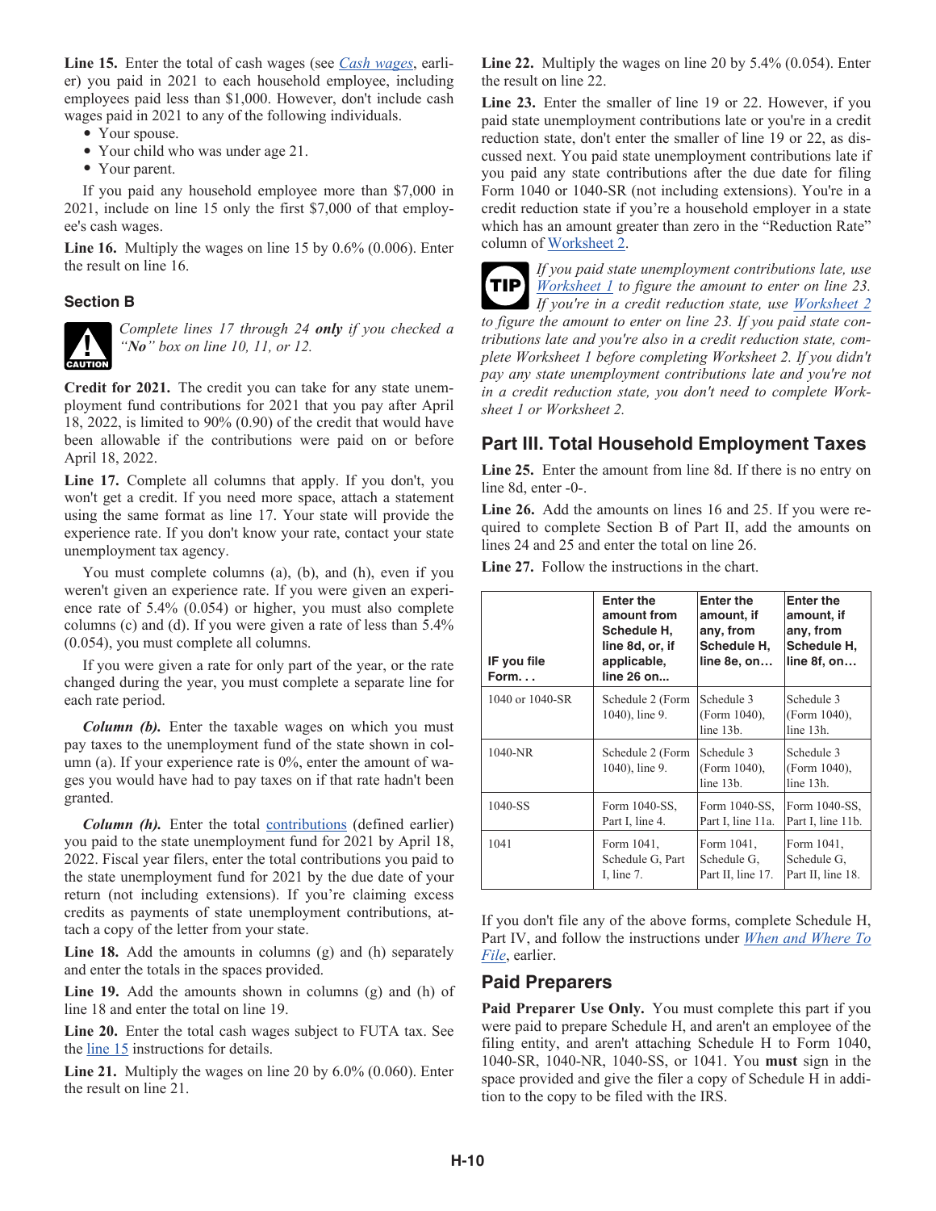**Line 15.** Enter the total of cash wages (see *Cash wages*, earlier) you paid in 2021 to each household employee, including employees paid less than $1,000. However, don't include cash wages paid in 2021 to any of the following individuals.

- Your spouse.
- Your child who was under age 21.
- Your parent.

If you paid any household employee more than $7,000 in 2021, include on line 15 only the first $7,000 of that employee's cash wages.

**Line 16.** Multiply the wages on line 15 by 0.6% (0.006). Enter the result on line 16.

### Section B

CAUTION: *Complete lines 17 through 24 **only** if you checked a "**No**" box on line 10, 11, or 12.*

**Credit for 2021.** The credit you can take for any state unemployment fund contributions for 2021 that you pay after April 18, 2022, is limited to 90% (0.90) of the credit that would have been allowable if the contributions were paid on or before April 18, 2022.

**Line 17.** Complete all columns that apply. If you don't, you won't get a credit. If you need more space, attach a statement using the same format as line 17. Your state will provide the experience rate. If you don't know your rate, contact your state unemployment tax agency.

You must complete columns (a), (b), and (h), even if you weren't given an experience rate. If you were given an experience rate of 5.4% (0.054) or higher, you must also complete columns (c) and (d). If you were given a rate of less than 5.4% (0.054), you must complete all columns.

If you were given a rate for only part of the year, or the rate changed during the year, you must complete a separate line for each rate period.

***Column (b).*** Enter the taxable wages on which you must pay taxes to the unemployment fund of the state shown in column (a). If your experience rate is 0%, enter the amount of wages you would have had to pay taxes on if that rate hadn't been granted.

***Column (h).*** Enter the total contributions (defined earlier) you paid to the state unemployment fund for 2021 by April 18, 2022. Fiscal year filers, enter the total contributions you paid to the state unemployment fund for 2021 by the due date of your return (not including extensions). If you're claiming excess credits as payments of state unemployment contributions, attach a copy of the letter from your state.

**Line 18.** Add the amounts in columns (g) and (h) separately and enter the totals in the spaces provided.

**Line 19.** Add the amounts shown in columns (g) and (h) of line 18 and enter the total on line 19.

**Line 20.** Enter the total cash wages subject to FUTA tax. See the line 15 instructions for details.

**Line 21.** Multiply the wages on line 20 by 6.0% (0.060). Enter the result on line 21.

**Line 22.** Multiply the wages on line 20 by 5.4% (0.054). Enter the result on line 22.

**Line 23.** Enter the smaller of line 19 or 22. However, if you paid state unemployment contributions late or you're in a credit reduction state, don't enter the smaller of line 19 or 22, as discussed next. You paid state unemployment contributions late if you paid any state contributions after the due date for filing Form 1040 or 1040-SR (not including extensions). You're in a credit reduction state if you're a household employer in a state which has an amount greater than zero in the "Reduction Rate" column of Worksheet 2.

TIP: *If you paid state unemployment contributions late, use Worksheet 1 to figure the amount to enter on line 23. If you're in a credit reduction state, use Worksheet 2 to figure the amount to enter on line 23. If you paid state contributions late and you're also in a credit reduction state, complete Worksheet 1 before completing Worksheet 2. If you didn't pay any state unemployment contributions late and you're not in a credit reduction state, you don't need to complete Worksheet 1 or Worksheet 2.*

## Part III. Total Household Employment Taxes

**Line 25.** Enter the amount from line 8d. If there is no entry on line 8d, enter -0-.

**Line 26.** Add the amounts on lines 16 and 25. If you were required to complete Section B of Part II, add the amounts on lines 24 and 25 and enter the total on line 26.

**Line 27.** Follow the instructions in the chart.

| IF you file Form. . . | Enter the amount from Schedule H, line 8d, or, if applicable, line 26 on... | Enter the amount, if any, from Schedule H, line 8e, on... | Enter the amount, if any, from Schedule H, line 8f, on... |
|---|---|---|---|
| 1040 or 1040-SR | Schedule 2 (Form 1040), line 9. | Schedule 3 (Form 1040), line 13b. | Schedule 3 (Form 1040), line 13h. |
| 1040-NR | Schedule 2 (Form 1040), line 9. | Schedule 3 (Form 1040), line 13b. | Schedule 3 (Form 1040), line 13h. |
| 1040-SS | Form 1040-SS, Part I, line 4. | Form 1040-SS, Part I, line 11a. | Form 1040-SS, Part I, line 11b. |
| 1041 | Form 1041, Schedule G, Part I, line 7. | Form 1041, Schedule G, Part II, line 17. | Form 1041, Schedule G, Part II, line 18. |

If you don't file any of the above forms, complete Schedule H, Part IV, and follow the instructions under *When and Where To File*, earlier.

## Paid Preparers

**Paid Preparer Use Only.** You must complete this part if you were paid to prepare Schedule H, and aren't an employee of the filing entity, and aren't attaching Schedule H to Form 1040, 1040-SR, 1040-NR, 1040-SS, or 1041. You **must** sign in the space provided and give the filer a copy of Schedule H in addition to the copy to be filed with the IRS.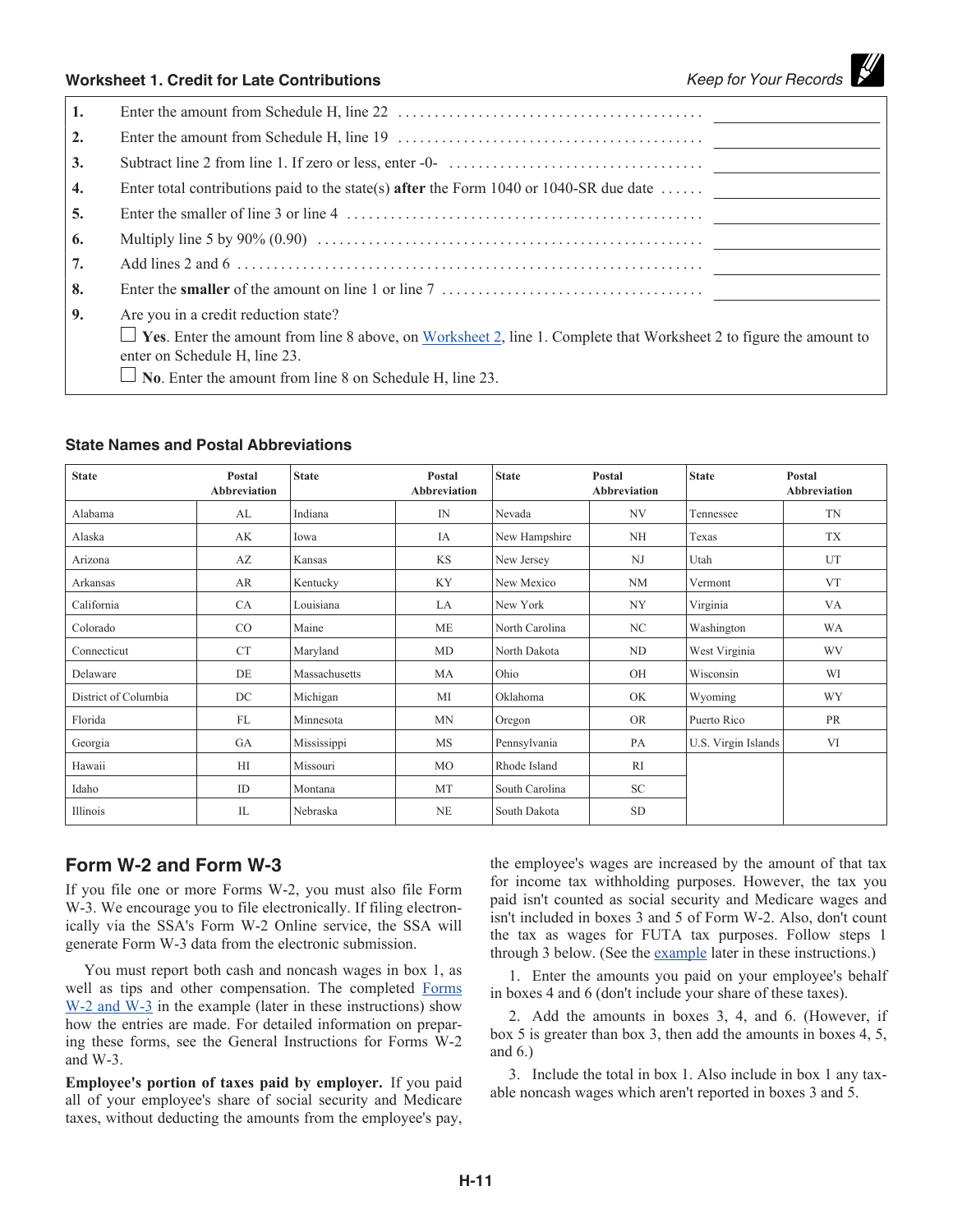### Worksheet 1. Credit for Late Contributions

*Keep for Your Records*

| | | |
|---|---|---|
| **1.** | Enter the amount from Schedule H, line 22 | |
| **2.** | Enter the amount from Schedule H, line 19 | |
| **3.** | Subtract line 2 from line 1. If zero or less, enter -0- | |
| **4.** | Enter total contributions paid to the state(s) **after** the Form 1040 or 1040-SR due date | |
| **5.** | Enter the smaller of line 3 or line 4 | |
| **6.** | Multiply line 5 by 90% (0.90) | |
| **7.** | Add lines 2 and 6 | |
| **8.** | Enter the **smaller** of the amount on line 1 or line 7 | |
| **9.** | Are you in a credit reduction state?<br>☐ **Yes**. Enter the amount from line 8 above, on Worksheet 2, line 1. Complete that Worksheet 2 to figure the amount to enter on Schedule H, line 23.<br>☐ **No**. Enter the amount from line 8 on Schedule H, line 23. | |

### State Names and Postal Abbreviations

| State | Postal Abbreviation | State | Postal Abbreviation | State | Postal Abbreviation | State | Postal Abbreviation |
|---|---|---|---|---|---|---|---|
| Alabama | AL | Indiana | IN | Nevada | NV | Tennessee | TN |
| Alaska | AK | Iowa | IA | New Hampshire | NH | Texas | TX |
| Arizona | AZ | Kansas | KS | New Jersey | NJ | Utah | UT |
| Arkansas | AR | Kentucky | KY | New Mexico | NM | Vermont | VT |
| California | CA | Louisiana | LA | New York | NY | Virginia | VA |
| Colorado | CO | Maine | ME | North Carolina | NC | Washington | WA |
| Connecticut | CT | Maryland | MD | North Dakota | ND | West Virginia | WV |
| Delaware | DE | Massachusetts | MA | Ohio | OH | Wisconsin | WI |
| District of Columbia | DC | Michigan | MI | Oklahoma | OK | Wyoming | WY |
| Florida | FL | Minnesota | MN | Oregon | OR | Puerto Rico | PR |
| Georgia | GA | Mississippi | MS | Pennsylvania | PA | U.S. Virgin Islands | VI |
| Hawaii | HI | Missouri | MO | Rhode Island | RI | | |
| Idaho | ID | Montana | MT | South Carolina | SC | | |
| Illinois | IL | Nebraska | NE | South Dakota | SD | | |

## Form W-2 and Form W-3

If you file one or more Forms W-2, you must also file Form W-3. We encourage you to file electronically. If filing electronically via the SSA's Form W-2 Online service, the SSA will generate Form W-3 data from the electronic submission.

You must report both cash and noncash wages in box 1, as well as tips and other compensation. The completed Forms W-2 and W-3 in the example (later in these instructions) show how the entries are made. For detailed information on preparing these forms, see the General Instructions for Forms W-2 and W-3.

**Employee's portion of taxes paid by employer.** If you paid all of your employee's share of social security and Medicare taxes, without deducting the amounts from the employee's pay, the employee's wages are increased by the amount of that tax for income tax withholding purposes. However, the tax you paid isn't counted as social security and Medicare wages and isn't included in boxes 3 and 5 of Form W-2. Also, don't count the tax as wages for FUTA tax purposes. Follow steps 1 through 3 below. (See the example later in these instructions.)

1. Enter the amounts you paid on your employee's behalf in boxes 4 and 6 (don't include your share of these taxes).

2. Add the amounts in boxes 3, 4, and 6. (However, if box 5 is greater than box 3, then add the amounts in boxes 4, 5, and 6.)

3. Include the total in box 1. Also include in box 1 any taxable noncash wages which aren't reported in boxes 3 and 5.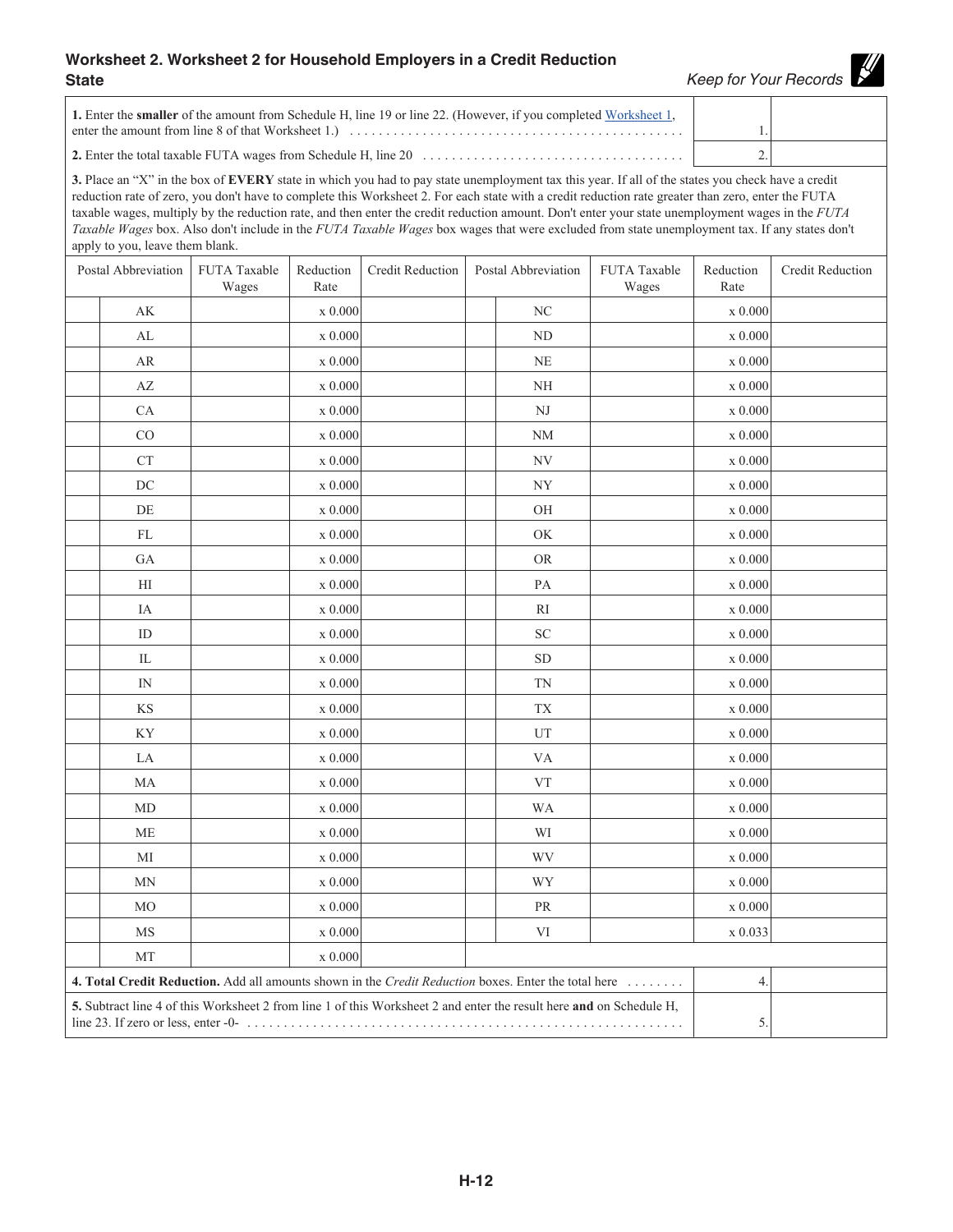## Worksheet 2. Worksheet 2 for Household Employers in a Credit Reduction State

*Keep for Your Records*

| | | |
|---|---|---|
| **1.** Enter the **smaller** of the amount from Schedule H, line 19 or line 22. (However, if you completed Worksheet 1, enter the amount from line 8 of that Worksheet 1.) . . . . . . . . . . . . . . . . . . . . . . . . . . . . . . . . . . . . . . . . . . . . . . . | 1. | |
| **2.** Enter the total taxable FUTA wages from Schedule H, line 20 . . . . . . . . . . . . . . . . . . . . . . . . . . . . . . . . . . . . | 2. | |

**3.** Place an “X” in the box of **EVERY** state in which you had to pay state unemployment tax this year. If all of the states you check have a credit reduction rate of zero, you don't have to complete this Worksheet 2. For each state with a credit reduction rate greater than zero, enter the FUTA taxable wages, multiply by the reduction rate, and then enter the credit reduction amount. Don't enter your state unemployment wages in the *FUTA Taxable Wages* box. Also don't include in the *FUTA Taxable Wages* box wages that were excluded from state unemployment tax. If any states don't apply to you, leave them blank.

| | Postal Abbreviation | FUTA Taxable Wages | Reduction Rate | Credit Reduction | | Postal Abbreviation | FUTA Taxable Wages | Reduction Rate | Credit Reduction |
|---|---|---|---|---|---|---|---|---|---|
| | AK | | x 0.000 | | | NC | | x 0.000 | |
| | AL | | x 0.000 | | | ND | | x 0.000 | |
| | AR | | x 0.000 | | | NE | | x 0.000 | |
| | AZ | | x 0.000 | | | NH | | x 0.000 | |
| | CA | | x 0.000 | | | NJ | | x 0.000 | |
| | CO | | x 0.000 | | | NM | | x 0.000 | |
| | CT | | x 0.000 | | | NV | | x 0.000 | |
| | DC | | x 0.000 | | | NY | | x 0.000 | |
| | DE | | x 0.000 | | | OH | | x 0.000 | |
| | FL | | x 0.000 | | | OK | | x 0.000 | |
| | GA | | x 0.000 | | | OR | | x 0.000 | |
| | HI | | x 0.000 | | | PA | | x 0.000 | |
| | IA | | x 0.000 | | | RI | | x 0.000 | |
| | ID | | x 0.000 | | | SC | | x 0.000 | |
| | IL | | x 0.000 | | | SD | | x 0.000 | |
| | IN | | x 0.000 | | | TN | | x 0.000 | |
| | KS | | x 0.000 | | | TX | | x 0.000 | |
| | KY | | x 0.000 | | | UT | | x 0.000 | |
| | LA | | x 0.000 | | | VA | | x 0.000 | |
| | MA | | x 0.000 | | | VT | | x 0.000 | |
| | MD | | x 0.000 | | | WA | | x 0.000 | |
| | ME | | x 0.000 | | | WI | | x 0.000 | |
| | MI | | x 0.000 | | | WV | | x 0.000 | |
| | MN | | x 0.000 | | | WY | | x 0.000 | |
| | MO | | x 0.000 | | | PR | | x 0.000 | |
| | MS | | x 0.000 | | | VI | | x 0.033 | |
| | MT | | x 0.000 | | | | | | |

| | | |
|---|---|---|
| **4. Total Credit Reduction.** Add all amounts shown in the *Credit Reduction* boxes. Enter the total here . . . . . . . . | 4. | |
| **5.** Subtract line 4 of this Worksheet 2 from line 1 of this Worksheet 2 and enter the result here **and** on Schedule H, line 23. If zero or less, enter -0- . . . . . . . . . . . . . . . . . . . . . . . . . . . . . . . . . . . . . . . . . . . . . . . . . . . . . . . . . . . . | 5. | |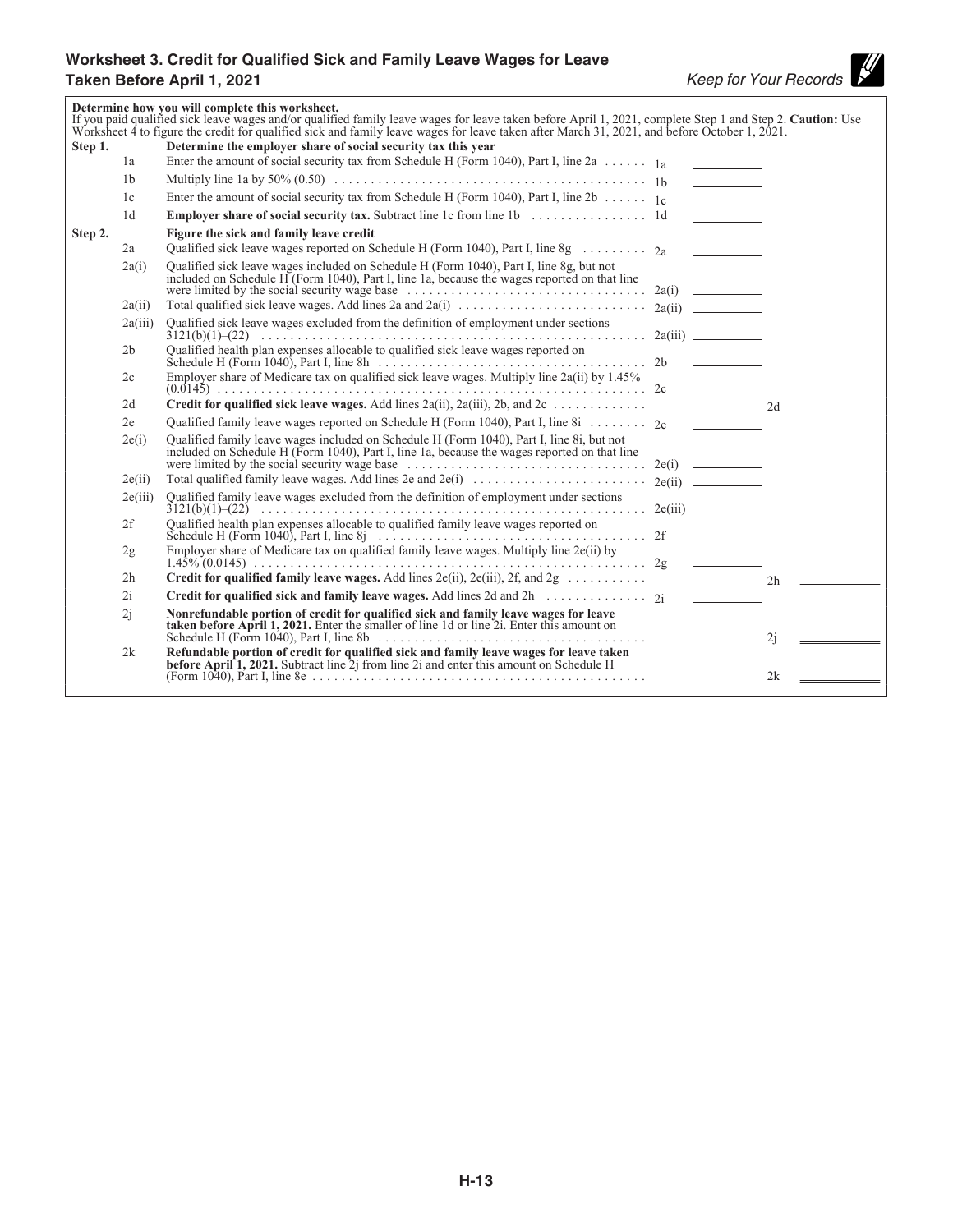## Worksheet 3. Credit for Qualified Sick and Family Leave Wages for Leave Taken Before April 1, 2021

*Keep for Your Records*

**Determine how you will complete this worksheet.**
If you paid qualified sick leave wages and/or qualified family leave wages for leave taken before April 1, 2021, complete Step 1 and Step 2. **Caution:** Use Worksheet 4 to figure the credit for qualified sick and family leave wages for leave taken after March 31, 2021, and before October 1, 2021.

| Step | Line | Description | Line | Amount | Line | Amount |
|---|---|---|---|---|---|---|
| **Step 1.** | | **Determine the employer share of social security tax this year** | | | | |
| | 1a | Enter the amount of social security tax from Schedule H (Form 1040), Part I, line 2a | 1a | | | |
| | 1b | Multiply line 1a by 50% (0.50) | 1b | | | |
| | 1c | Enter the amount of social security tax from Schedule H (Form 1040), Part I, line 2b | 1c | | | |
| | 1d | **Employer share of social security tax.** Subtract line 1c from line 1b | 1d | | | |
| **Step 2.** | | **Figure the sick and family leave credit** | | | | |
| | 2a | Qualified sick leave wages reported on Schedule H (Form 1040), Part I, line 8g | 2a | | | |
| | 2a(i) | Qualified sick leave wages included on Schedule H (Form 1040), Part I, line 8g, but not included on Schedule H (Form 1040), Part I, line 1a, because the wages reported on that line were limited by the social security wage base | 2a(i) | | | |
| | 2a(ii) | Total qualified sick leave wages. Add lines 2a and 2a(i) | 2a(ii) | | | |
| | 2a(iii) | Qualified sick leave wages excluded from the definition of employment under sections 3121(b)(1)–(22) | 2a(iii) | | | |
| | 2b | Qualified health plan expenses allocable to qualified sick leave wages reported on Schedule H (Form 1040), Part I, line 8h | 2b | | | |
| | 2c | Employer share of Medicare tax on qualified sick leave wages. Multiply line 2a(ii) by 1.45% (0.0145) | 2c | | | |
| | 2d | **Credit for qualified sick leave wages.** Add lines 2a(ii), 2a(iii), 2b, and 2c | | | 2d | |
| | 2e | Qualified family leave wages reported on Schedule H (Form 1040), Part I, line 8i | 2e | | | |
| | 2e(i) | Qualified family leave wages included on Schedule H (Form 1040), Part I, line 8i, but not included on Schedule H (Form 1040), Part I, line 1a, because the wages reported on that line were limited by the social security wage base | 2e(i) | | | |
| | 2e(ii) | Total qualified family leave wages. Add lines 2e and 2e(i) | 2e(ii) | | | |
| | 2e(iii) | Qualified family leave wages excluded from the definition of employment under sections 3121(b)(1)–(22) | 2e(iii) | | | |
| | 2f | Qualified health plan expenses allocable to qualified family leave wages reported on Schedule H (Form 1040), Part I, line 8j | 2f | | | |
| | 2g | Employer share of Medicare tax on qualified family leave wages. Multiply line 2e(ii) by 1.45% (0.0145) | 2g | | | |
| | 2h | **Credit for qualified family leave wages.** Add lines 2e(ii), 2e(iii), 2f, and 2g | | | 2h | |
| | 2i | **Credit for qualified sick and family leave wages.** Add lines 2d and 2h | 2i | | | |
| | 2j | **Nonrefundable portion of credit for qualified sick and family leave wages for leave taken before April 1, 2021.** Enter the smaller of line 1d or line 2i. Enter this amount on Schedule H (Form 1040), Part I, line 8b | | | 2j | |
| | 2k | **Refundable portion of credit for qualified sick and family leave wages for leave taken before April 1, 2021.** Subtract line 2j from line 2i and enter this amount on Schedule H (Form 1040), Part I, line 8e | | | 2k | |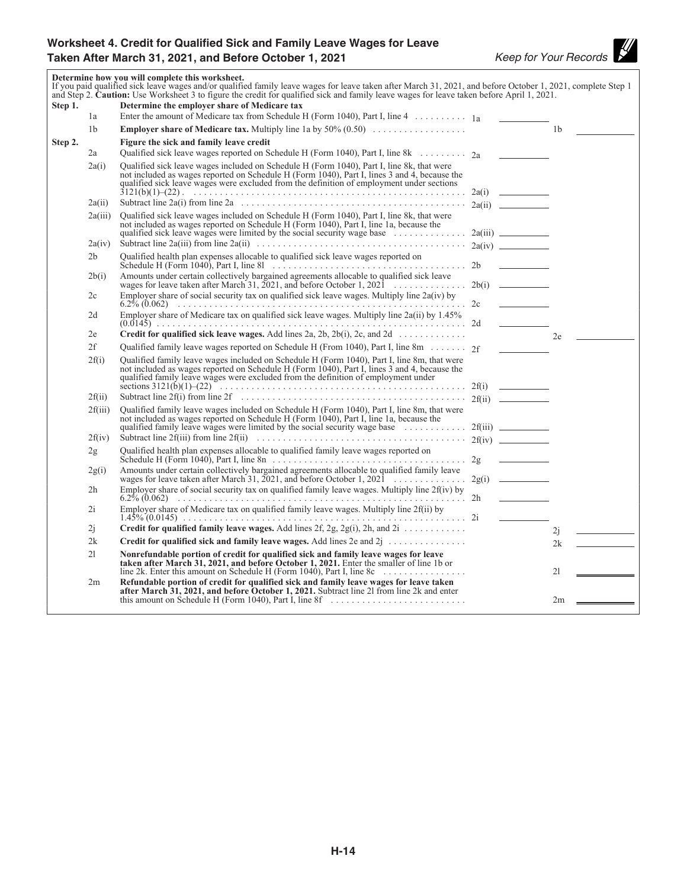## Worksheet 4. Credit for Qualified Sick and Family Leave Wages for Leave Taken After March 31, 2021, and Before October 1, 2021

*Keep for Your Records*

**Determine how you will complete this worksheet.**
If you paid qualified sick leave wages and/or qualified family leave wages for leave taken after March 31, 2021, and before October 1, 2021, complete Step 1 and Step 2. **Caution:** Use Worksheet 3 to figure the credit for qualified sick and family leave wages for leave taken before April 1, 2021.

| | | | | | |
|---|---|---|---|---|---|
| **Step 1.** | | **Determine the employer share of Medicare tax** | | | |
| | 1a | Enter the amount of Medicare tax from Schedule H (Form 1040), Part I, line 4 | 1a | | |
| | 1b | **Employer share of Medicare tax.** Multiply line 1a by 50% (0.50) | | 1b | |
| **Step 2.** | | **Figure the sick and family leave credit** | | | |
| | 2a | Qualified sick leave wages reported on Schedule H (Form 1040), Part I, line 8k | 2a | | |
| | 2a(i) | Qualified sick leave wages included on Schedule H (Form 1040), Part I, line 8k, that were not included as wages reported on Schedule H (Form 1040), Part I, lines 3 and 4, because the qualified sick leave wages were excluded from the definition of employment under sections 3121(b)(1)–(22) | 2a(i) | | |
| | 2a(ii) | Subtract line 2a(i) from line 2a | 2a(ii) | | |
| | 2a(iii) | Qualified sick leave wages included on Schedule H (Form 1040), Part I, line 8k, that were not included as wages reported on Schedule H (Form 1040), Part I, line 1a, because the qualified sick leave wages were limited by the social security wage base | 2a(iii) | | |
| | 2a(iv) | Subtract line 2a(iii) from line 2a(ii) | 2a(iv) | | |
| | 2b | Qualified health plan expenses allocable to qualified sick leave wages reported on Schedule H (Form 1040), Part I, line 8l | 2b | | |
| | 2b(i) | Amounts under certain collectively bargained agreements allocable to qualified sick leave wages for leave taken after March 31, 2021, and before October 1, 2021 | 2b(i) | | |
| | 2c | Employer share of social security tax on qualified sick leave wages. Multiply line 2a(iv) by 6.2% (0.062) | 2c | | |
| | 2d | Employer share of Medicare tax on qualified sick leave wages. Multiply line 2a(ii) by 1.45% (0.0145) | 2d | | |
| | 2e | **Credit for qualified sick leave wages.** Add lines 2a, 2b, 2b(i), 2c, and 2d | | 2e | |
| | 2f | Qualified family leave wages reported on Schedule H (From 1040), Part I, line 8m | 2f | | |
| | 2f(i) | Qualified family leave wages included on Schedule H (Form 1040), Part I, line 8m, that were not included as wages reported on Schedule H (Form 1040), Part I, lines 3 and 4, because the qualified family leave wages were excluded from the definition of employment under sections 3121(b)(1)–(22) | 2f(i) | | |
| | 2f(ii) | Subtract line 2f(i) from line 2f | 2f(ii) | | |
| | 2f(iii) | Qualified family leave wages included on Schedule H (Form 1040), Part I, line 8m, that were not included as wages reported on Schedule H (Form 1040), Part I, line 1a, because the qualified family leave wages were limited by the social security wage base | 2f(iii) | | |
| | 2f(iv) | Subtract line 2f(iii) from line 2f(ii) | 2f(iv) | | |
| | 2g | Qualified health plan expenses allocable to qualified family leave wages reported on Schedule H (Form 1040), Part I, line 8n | 2g | | |
| | 2g(i) | Amounts under certain collectively bargained agreements allocable to qualified family leave wages for leave taken after March 31, 2021, and before October 1, 2021 | 2g(i) | | |
| | 2h | Employer share of social security tax on qualified family leave wages. Multiply line 2f(iv) by 6.2% (0.062) | 2h | | |
| | 2i | Employer share of Medicare tax on qualified family leave wages. Multiply line 2f(ii) by 1.45% (0.0145) | 2i | | |
| | 2j | **Credit for qualified family leave wages.** Add lines 2f, 2g, 2g(i), 2h, and 2i | | 2j | |
| | 2k | **Credit for qualified sick and family leave wages.** Add lines 2e and 2j | | 2k | |
| | 2l | **Nonrefundable portion of credit for qualified sick and family leave wages for leave taken after March 31, 2021, and before October 1, 2021.** Enter the smaller of line 1b or line 2k. Enter this amount on Schedule H (Form 1040), Part I, line 8c | | 2l | |
| | 2m | **Refundable portion of credit for qualified sick and family leave wages for leave taken after March 31, 2021, and before October 1, 2021.** Subtract line 2l from line 2k and enter this amount on Schedule H (Form 1040), Part I, line 8f | | 2m | |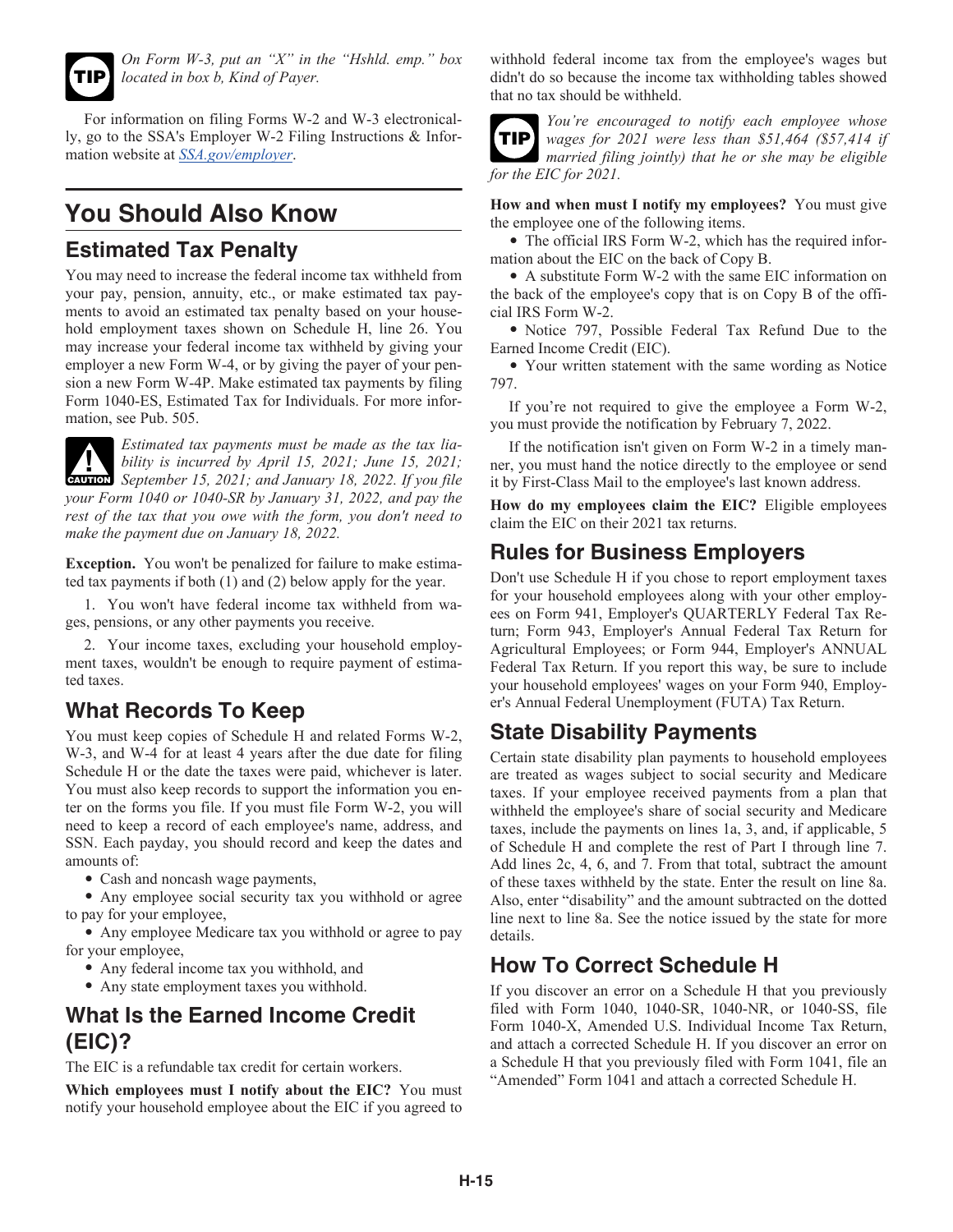**TIP** *On Form W-3, put an "X" in the "Hshld. emp." box located in box b, Kind of Payer.*

For information on filing Forms W-2 and W-3 electronically, go to the SSA's Employer W-2 Filing Instructions & Information website at *SSA.gov/employer*.

# You Should Also Know

## Estimated Tax Penalty

You may need to increase the federal income tax withheld from your pay, pension, annuity, etc., or make estimated tax payments to avoid an estimated tax penalty based on your household employment taxes shown on Schedule H, line 26. You may increase your federal income tax withheld by giving your employer a new Form W-4, or by giving the payer of your pension a new Form W-4P. Make estimated tax payments by filing Form 1040-ES, Estimated Tax for Individuals. For more information, see Pub. 505.

**CAUTION** *Estimated tax payments must be made as the tax liability is incurred by April 15, 2021; June 15, 2021; September 15, 2021; and January 18, 2022. If you file your Form 1040 or 1040-SR by January 31, 2022, and pay the rest of the tax that you owe with the form, you don't need to make the payment due on January 18, 2022.*

**Exception.** You won't be penalized for failure to make estimated tax payments if both (1) and (2) below apply for the year.

1. You won't have federal income tax withheld from wages, pensions, or any other payments you receive.
2. Your income taxes, excluding your household employment taxes, wouldn't be enough to require payment of estimated taxes.

## What Records To Keep

You must keep copies of Schedule H and related Forms W-2, W-3, and W-4 for at least 4 years after the due date for filing Schedule H or the date the taxes were paid, whichever is later. You must also keep records to support the information you enter on the forms you file. If you must file Form W-2, you will need to keep a record of each employee's name, address, and SSN. Each payday, you should record and keep the dates and amounts of:

- Cash and noncash wage payments,
- Any employee social security tax you withhold or agree to pay for your employee,
- Any employee Medicare tax you withhold or agree to pay for your employee,
- Any federal income tax you withhold, and
- Any state employment taxes you withhold.

## What Is the Earned Income Credit (EIC)?

The EIC is a refundable tax credit for certain workers.

**Which employees must I notify about the EIC?** You must notify your household employee about the EIC if you agreed to withhold federal income tax from the employee's wages but didn't do so because the income tax withholding tables showed that no tax should be withheld.

**TIP** *You're encouraged to notify each employee whose wages for 2021 were less than $51,464 ($57,414 if married filing jointly) that he or she may be eligible for the EIC for 2021.*

**How and when must I notify my employees?** You must give the employee one of the following items.

- The official IRS Form W-2, which has the required information about the EIC on the back of Copy B.
- A substitute Form W-2 with the same EIC information on the back of the employee's copy that is on Copy B of the official IRS Form W-2.
- Notice 797, Possible Federal Tax Refund Due to the Earned Income Credit (EIC).
- Your written statement with the same wording as Notice 797.

If you're not required to give the employee a Form W-2, you must provide the notification by February 7, 2022.

If the notification isn't given on Form W-2 in a timely manner, you must hand the notice directly to the employee or send it by First-Class Mail to the employee's last known address.

**How do my employees claim the EIC?** Eligible employees claim the EIC on their 2021 tax returns.

## Rules for Business Employers

Don't use Schedule H if you chose to report employment taxes for your household employees along with your other employees on Form 941, Employer's QUARTERLY Federal Tax Return; Form 943, Employer's Annual Federal Tax Return for Agricultural Employees; or Form 944, Employer's ANNUAL Federal Tax Return. If you report this way, be sure to include your household employees' wages on your Form 940, Employer's Annual Federal Unemployment (FUTA) Tax Return.

## State Disability Payments

Certain state disability plan payments to household employees are treated as wages subject to social security and Medicare taxes. If your employee received payments from a plan that withheld the employee's share of social security and Medicare taxes, include the payments on lines 1a, 3, and, if applicable, 5 of Schedule H and complete the rest of Part I through line 7. Add lines 2c, 4, 6, and 7. From that total, subtract the amount of these taxes withheld by the state. Enter the result on line 8a. Also, enter "disability" and the amount subtracted on the dotted line next to line 8a. See the notice issued by the state for more details.

## How To Correct Schedule H

If you discover an error on a Schedule H that you previously filed with Form 1040, 1040-SR, 1040-NR, or 1040-SS, file Form 1040-X, Amended U.S. Individual Income Tax Return, and attach a corrected Schedule H. If you discover an error on a Schedule H that you previously filed with Form 1041, file an "Amended" Form 1041 and attach a corrected Schedule H.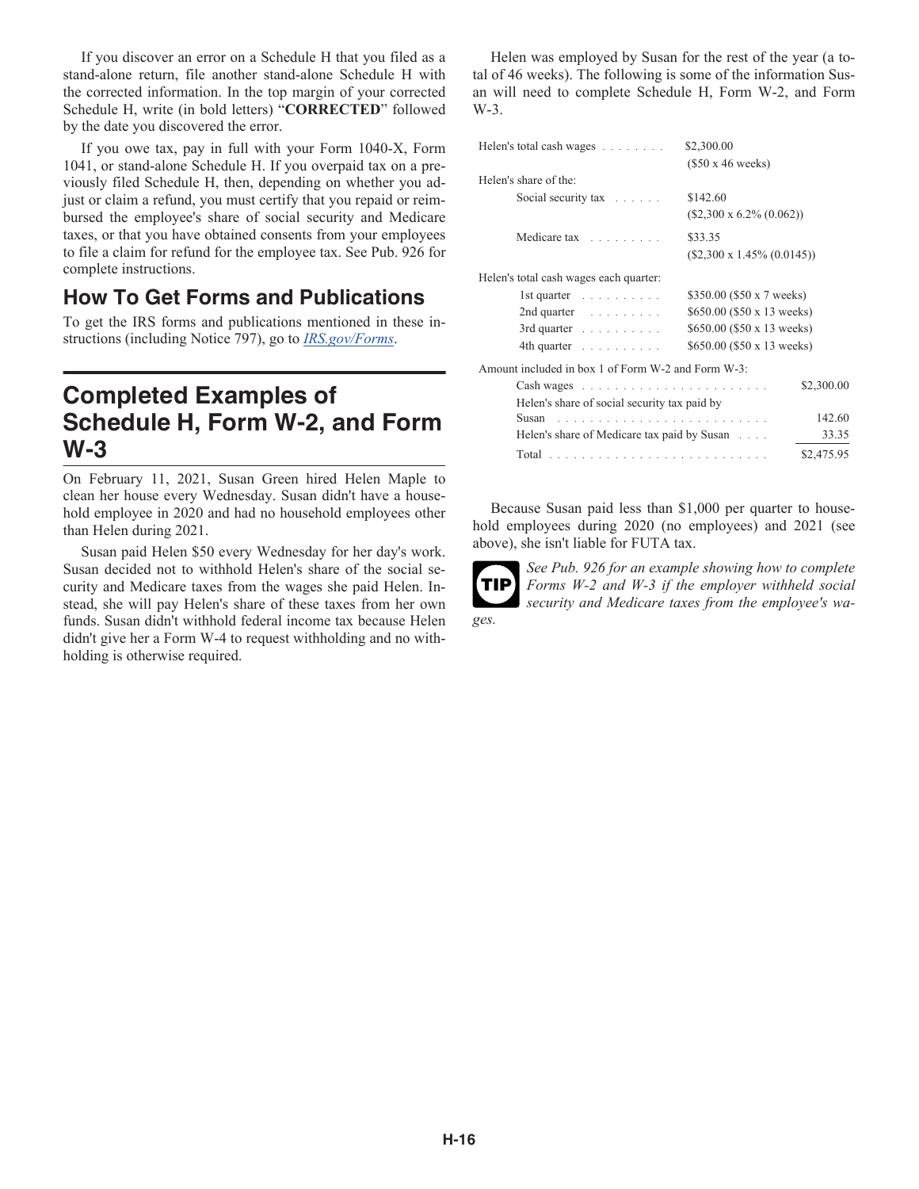If you discover an error on a Schedule H that you filed as a stand-alone return, file another stand-alone Schedule H with the corrected information. In the top margin of your corrected Schedule H, write (in bold letters) "**CORRECTED**" followed by the date you discovered the error.

If you owe tax, pay in full with your Form 1040-X, Form 1041, or stand-alone Schedule H. If you overpaid tax on a previously filed Schedule H, then, depending on whether you adjust or claim a refund, you must certify that you repaid or reimbursed the employee's share of social security and Medicare taxes, or that you have obtained consents from your employees to file a claim for refund for the employee tax. See Pub. 926 for complete instructions.

## How To Get Forms and Publications

To get the IRS forms and publications mentioned in these instructions (including Notice 797), go to *IRS.gov/Forms*.

# Completed Examples of Schedule H, Form W-2, and Form W-3

On February 11, 2021, Susan Green hired Helen Maple to clean her house every Wednesday. Susan didn't have a household employee in 2020 and had no household employees other than Helen during 2021.

Susan paid Helen $50 every Wednesday for her day's work. Susan decided not to withhold Helen's share of the social security and Medicare taxes from the wages she paid Helen. Instead, she will pay Helen's share of these taxes from her own funds. Susan didn't withhold federal income tax because Helen didn't give her a Form W-4 to request withholding and no withholding is otherwise required.

Helen was employed by Susan for the rest of the year (a total of 46 weeks). The following is some of the information Susan will need to complete Schedule H, Form W-2, and Form W-3.

| | |
|---|---|
| Helen's total cash wages | $2,300.00 ($50 x 46 weeks) |
| Helen's share of the: | |
| Social security tax | $142.60 ($2,300 x 6.2% (0.062)) |
| Medicare tax | $33.35 ($2,300 x 1.45% (0.0145)) |
| Helen's total cash wages each quarter: | |
| 1st quarter | $350.00 ($50 x 7 weeks) |
| 2nd quarter | $650.00 ($50 x 13 weeks) |
| 3rd quarter | $650.00 ($50 x 13 weeks) |
| 4th quarter | $650.00 ($50 x 13 weeks) |

| Amount included in box 1 of Form W-2 and Form W-3: | |
|---|---|
| Cash wages | $2,300.00 |
| Helen's share of social security tax paid by Susan | 142.60 |
| Helen's share of Medicare tax paid by Susan | 33.35 |
| Total | $2,475.95 |

Because Susan paid less than $1,000 per quarter to household employees during 2020 (no employees) and 2021 (see above), she isn't liable for FUTA tax.

**TIP** *See Pub. 926 for an example showing how to complete Forms W-2 and W-3 if the employer withheld social security and Medicare taxes from the employee's wages.*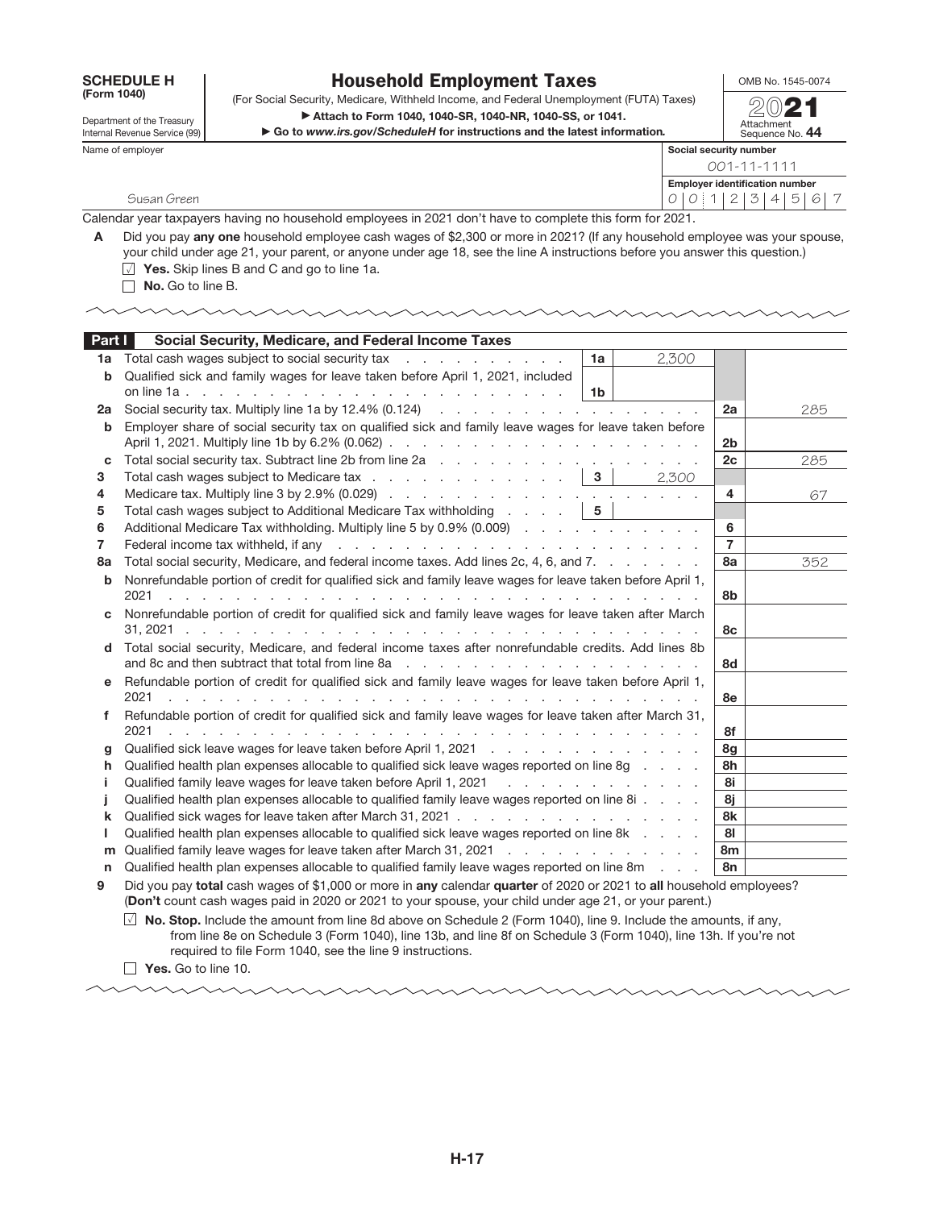**SCHEDULE H**
**(Form 1040)**

Department of the Treasury
Internal Revenue Service (99)

# Household Employment Taxes

(For Social Security, Medicare, Withheld Income, and Federal Unemployment (FUTA) Taxes)

▶ Attach to Form 1040, 1040-SR, 1040-NR, 1040-SS, or 1041.

▶ Go to *www.irs.gov/ScheduleH* for instructions and the latest information.

OMB No. 1545-0074

**2021**

Attachment Sequence No. **44**

| Name of employer | Social security number |
|---|---|
| | 001-11-1111 |
| | **Employer identification number** |
| Susan Green | 00-1234567 |

Calendar year taxpayers having no household employees in 2021 don't have to complete this form for 2021.

**A** Did you pay **any one** household employee cash wages of $2,300 or more in 2021? (If any household employee was your spouse, your child under age 21, your parent, or anyone under age 18, see the line A instructions before you answer this question.)

☑ **Yes.** Skip lines B and C and go to line 1a.

☐ **No.** Go to line B.

## Part I Social Security, Medicare, and Federal Income Taxes

| Line | Description | Box | Amount | Line | Amount |
|---|---|---|---|---|---|
| 1a | Total cash wages subject to social security tax | 1a | 2,300 | | |
| b | Qualified sick and family wages for leave taken before April 1, 2021, included on line 1a | 1b | | | |
| 2a | Social security tax. Multiply line 1a by 12.4% (0.124) | | | 2a | 285 |
| b | Employer share of social security tax on qualified sick and family leave wages for leave taken before April 1, 2021. Multiply line 1b by 6.2% (0.062) | | | 2b | |
| c | Total social security tax. Subtract line 2b from line 2a | | | 2c | 285 |
| 3 | Total cash wages subject to Medicare tax | 3 | 2,300 | | |
| 4 | Medicare tax. Multiply line 3 by 2.9% (0.029) | | | 4 | 67 |
| 5 | Total cash wages subject to Additional Medicare Tax withholding | 5 | | | |
| 6 | Additional Medicare Tax withholding. Multiply line 5 by 0.9% (0.009) | | | 6 | |
| 7 | Federal income tax withheld, if any | | | 7 | |
| 8a | Total social security, Medicare, and federal income taxes. Add lines 2c, 4, 6, and 7 | | | 8a | 352 |
| b | Nonrefundable portion of credit for qualified sick and family leave wages for leave taken before April 1, 2021 | | | 8b | |
| c | Nonrefundable portion of credit for qualified sick and family leave wages for leave taken after March 31, 2021 | | | 8c | |
| d | Total social security, Medicare, and federal income taxes after nonrefundable credits. Add lines 8b and 8c and then subtract that total from line 8a | | | 8d | |
| e | Refundable portion of credit for qualified sick and family leave wages for leave taken before April 1, 2021 | | | 8e | |
| f | Refundable portion of credit for qualified sick and family leave wages for leave taken after March 31, 2021 | | | 8f | |
| g | Qualified sick leave wages for leave taken before April 1, 2021 | | | 8g | |
| h | Qualified health plan expenses allocable to qualified sick leave wages reported on line 8g | | | 8h | |
| i | Qualified family leave wages for leave taken before April 1, 2021 | | | 8i | |
| j | Qualified health plan expenses allocable to qualified family leave wages reported on line 8i | | | 8j | |
| k | Qualified sick wages for leave taken after March 31, 2021 | | | 8k | |
| l | Qualified health plan expenses allocable to qualified sick leave wages reported on line 8k | | | 8l | |
| m | Qualified family leave wages for leave taken after March 31, 2021 | | | 8m | |
| n | Qualified health plan expenses allocable to qualified family leave wages reported on line 8m | | | 8n | |

**9** Did you pay **total** cash wages of $1,000 or more in **any** calendar **quarter** of 2020 or 2021 to **all** household employees? (**Don't** count cash wages paid in 2020 or 2021 to your spouse, your child under age 21, or your parent.)

☑ **No. Stop.** Include the amount from line 8d above on Schedule 2 (Form 1040), line 9. Include the amounts, if any, from line 8e on Schedule 3 (Form 1040), line 13b, and line 8f on Schedule 3 (Form 1040), line 13h. If you're not required to file Form 1040, see the line 9 instructions.

☐ **Yes.** Go to line 10.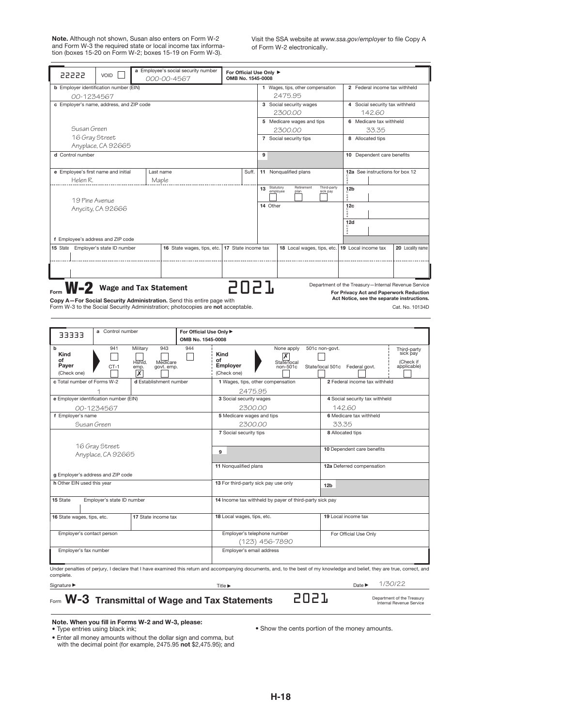**Note.** Although not shown, Susan also enters on Form W-2 and Form W-3 the required state or local income tax information (boxes 15-20 on Form W-2; boxes 15-19 on Form W-3).

Visit the SSA website at *www.ssa.gov/employer* to file Copy A of Form W-2 electronically.

| 22222 | VOID ☐ | a Employee's social security number 000-00-4567 | For Official Use Only ► OMB No. 1545-0008 | | |
|---|---|---|---|---|---|
| b Employer identification number (EIN) 00-1234567 | | | | 1 Wages, tips, other compensation 2475.95 | 2 Federal income tax withheld |
| c Employer's name, address, and ZIP code Susan Green 16 Gray Street Anyplace, CA 92665 | | | | 3 Social security wages 2300.00 | 4 Social security tax withheld 142.60 |
| | | | | 5 Medicare wages and tips 2300.00 | 6 Medicare tax withheld 33.35 |
| | | | | 7 Social security tips | 8 Allocated tips |
| d Control number | | | | 9 | 10 Dependent care benefits |
| e Employee's first name and initial Helen R. | Last name Maple | | Suff. | 11 Nonqualified plans | 12a See instructions for box 12 |
| 19 Pine Avenue Anycity, CA 92666 | | | | 13 Statutory employee ☐ Retirement plan ☐ Third-party sick pay ☐ | 12b |
| | | | | 14 Other | 12c |
| | | | | | 12d |
| f Employee's address and ZIP code | | | | | |
| 15 State Employer's state ID number | 16 State wages, tips, etc. | 17 State income tax | | 18 Local wages, tips, etc. | 19 Local income tax / 20 Locality name |

Form **W-2** **Wage and Tax Statement** 2021

Department of the Treasury—Internal Revenue Service

**For Privacy Act and Paperwork Reduction Act Notice, see the separate instructions.**

Cat. No. 10134D

**Copy A—For Social Security Administration.** Send this entire page with Form W-3 to the Social Security Administration; photocopies are **not** acceptable.

| 33333 | a Control number | For Official Use Only ► OMB No. 1545-0008 | |
|---|---|---|---|
| b Kind of Payer (Check one): 941 ☐ Military ☐ 943 ☐ 944 ☐ CT-1 ☐ Hshld. emp. ☒ Medicare govt. emp. ☐ | | Kind of Employer (Check one): None apply ☒ 501c non-govt. ☐ State/local non-501c ☐ State/local 501c ☐ Federal govt. ☐ | Third-party sick pay (Check if applicable) ☐ |
| c Total number of Forms W-2 1 | d Establishment number | 1 Wages, tips, other compensation 2475.95 | 2 Federal income tax withheld |
| e Employer identification number (EIN) 00-1234567 | | 3 Social security wages 2300.00 | 4 Social security tax withheld 142.60 |
| f Employer's name Susan Green | | 5 Medicare wages and tips 2300.00 | 6 Medicare tax withheld 33.35 |
| 16 Gray Street Anyplace, CA 92665 | | 7 Social security tips | 8 Allocated tips |
| | | 9 | 10 Dependent care benefits |
| g Employer's address and ZIP code | | 11 Nonqualified plans | 12a Deferred compensation |
| h Other EIN used this year | | 13 For third-party sick pay use only | 12b |
| 15 State Employer's state ID number | | 14 Income tax withheld by payer of third-party sick pay | |
| 16 State wages, tips, etc. | 17 State income tax | 18 Local wages, tips, etc. | 19 Local income tax |
| Employer's contact person | | Employer's telephone number (123) 456-7890 | For Official Use Only |
| Employer's fax number | | Employer's email address | |

Under penalties of perjury, I declare that I have examined this return and accompanying documents, and, to the best of my knowledge and belief, they are true, correct, and complete.

Signature ► Title ► Date ► 1/30/22

Form **W-3** **Transmittal of Wage and Tax Statements** 2021

Department of the Treasury Internal Revenue Service

**Note. When you fill in Forms W-2 and W-3, please:**

- Type entries using black ink;
- Enter all money amounts without the dollar sign and comma, but with the decimal point (for example, 2475.95 **not** $2,475.95); and
- Show the cents portion of the money amounts.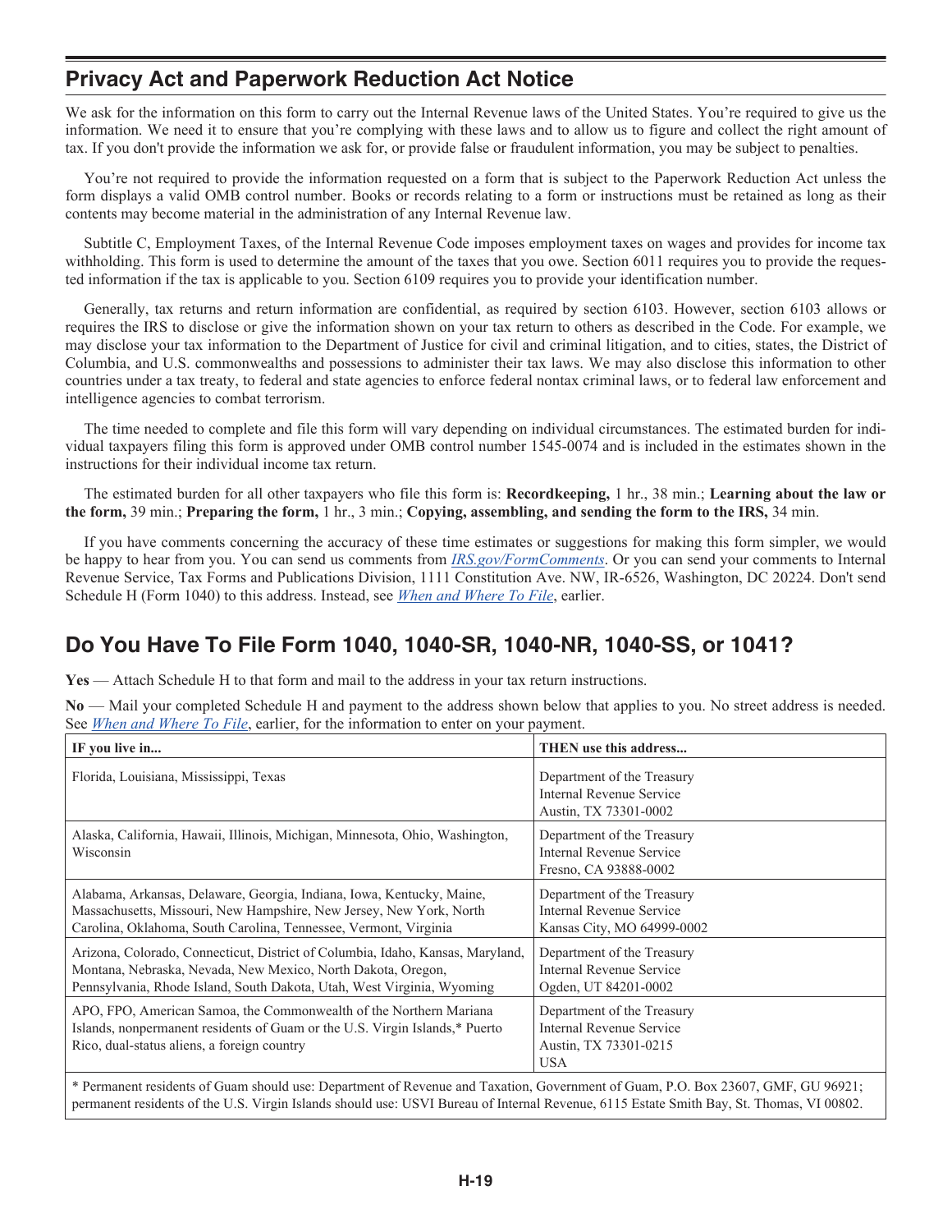## Privacy Act and Paperwork Reduction Act Notice

We ask for the information on this form to carry out the Internal Revenue laws of the United States. You're required to give us the information. We need it to ensure that you're complying with these laws and to allow us to figure and collect the right amount of tax. If you don't provide the information we ask for, or provide false or fraudulent information, you may be subject to penalties.

You're not required to provide the information requested on a form that is subject to the Paperwork Reduction Act unless the form displays a valid OMB control number. Books or records relating to a form or instructions must be retained as long as their contents may become material in the administration of any Internal Revenue law.

Subtitle C, Employment Taxes, of the Internal Revenue Code imposes employment taxes on wages and provides for income tax withholding. This form is used to determine the amount of the taxes that you owe. Section 6011 requires you to provide the requested information if the tax is applicable to you. Section 6109 requires you to provide your identification number.

Generally, tax returns and return information are confidential, as required by section 6103. However, section 6103 allows or requires the IRS to disclose or give the information shown on your tax return to others as described in the Code. For example, we may disclose your tax information to the Department of Justice for civil and criminal litigation, and to cities, states, the District of Columbia, and U.S. commonwealths and possessions to administer their tax laws. We may also disclose this information to other countries under a tax treaty, to federal and state agencies to enforce federal nontax criminal laws, or to federal law enforcement and intelligence agencies to combat terrorism.

The time needed to complete and file this form will vary depending on individual circumstances. The estimated burden for individual taxpayers filing this form is approved under OMB control number 1545-0074 and is included in the estimates shown in the instructions for their individual income tax return.

The estimated burden for all other taxpayers who file this form is: **Recordkeeping,** 1 hr., 38 min.; **Learning about the law or the form,** 39 min.; **Preparing the form,** 1 hr., 3 min.; **Copying, assembling, and sending the form to the IRS,** 34 min.

If you have comments concerning the accuracy of these time estimates or suggestions for making this form simpler, we would be happy to hear from you. You can send us comments from *IRS.gov/FormComments*. Or you can send your comments to Internal Revenue Service, Tax Forms and Publications Division, 1111 Constitution Ave. NW, IR-6526, Washington, DC 20224. Don't send Schedule H (Form 1040) to this address. Instead, see *When and Where To File*, earlier.

## Do You Have To File Form 1040, 1040-SR, 1040-NR, 1040-SS, or 1041?

**Yes** — Attach Schedule H to that form and mail to the address in your tax return instructions.

**No** — Mail your completed Schedule H and payment to the address shown below that applies to you. No street address is needed. See *When and Where To File*, earlier, for the information to enter on your payment.

| IF you live in... | THEN use this address... |
|---|---|
| Florida, Louisiana, Mississippi, Texas | Department of the Treasury<br>Internal Revenue Service<br>Austin, TX 73301-0002 |
| Alaska, California, Hawaii, Illinois, Michigan, Minnesota, Ohio, Washington, Wisconsin | Department of the Treasury<br>Internal Revenue Service<br>Fresno, CA 93888-0002 |
| Alabama, Arkansas, Delaware, Georgia, Indiana, Iowa, Kentucky, Maine, Massachusetts, Missouri, New Hampshire, New Jersey, New York, North Carolina, Oklahoma, South Carolina, Tennessee, Vermont, Virginia | Department of the Treasury<br>Internal Revenue Service<br>Kansas City, MO 64999-0002 |
| Arizona, Colorado, Connecticut, District of Columbia, Idaho, Kansas, Maryland, Montana, Nebraska, Nevada, New Mexico, North Dakota, Oregon, Pennsylvania, Rhode Island, South Dakota, Utah, West Virginia, Wyoming | Department of the Treasury<br>Internal Revenue Service<br>Ogden, UT 84201-0002 |
| APO, FPO, American Samoa, the Commonwealth of the Northern Mariana Islands, nonpermanent residents of Guam or the U.S. Virgin Islands,* Puerto Rico, dual-status aliens, a foreign country | Department of the Treasury<br>Internal Revenue Service<br>Austin, TX 73301-0215<br>USA |

* Permanent residents of Guam should use: Department of Revenue and Taxation, Government of Guam, P.O. Box 23607, GMF, GU 96921; permanent residents of the U.S. Virgin Islands should use: USVI Bureau of Internal Revenue, 6115 Estate Smith Bay, St. Thomas, VI 00802.